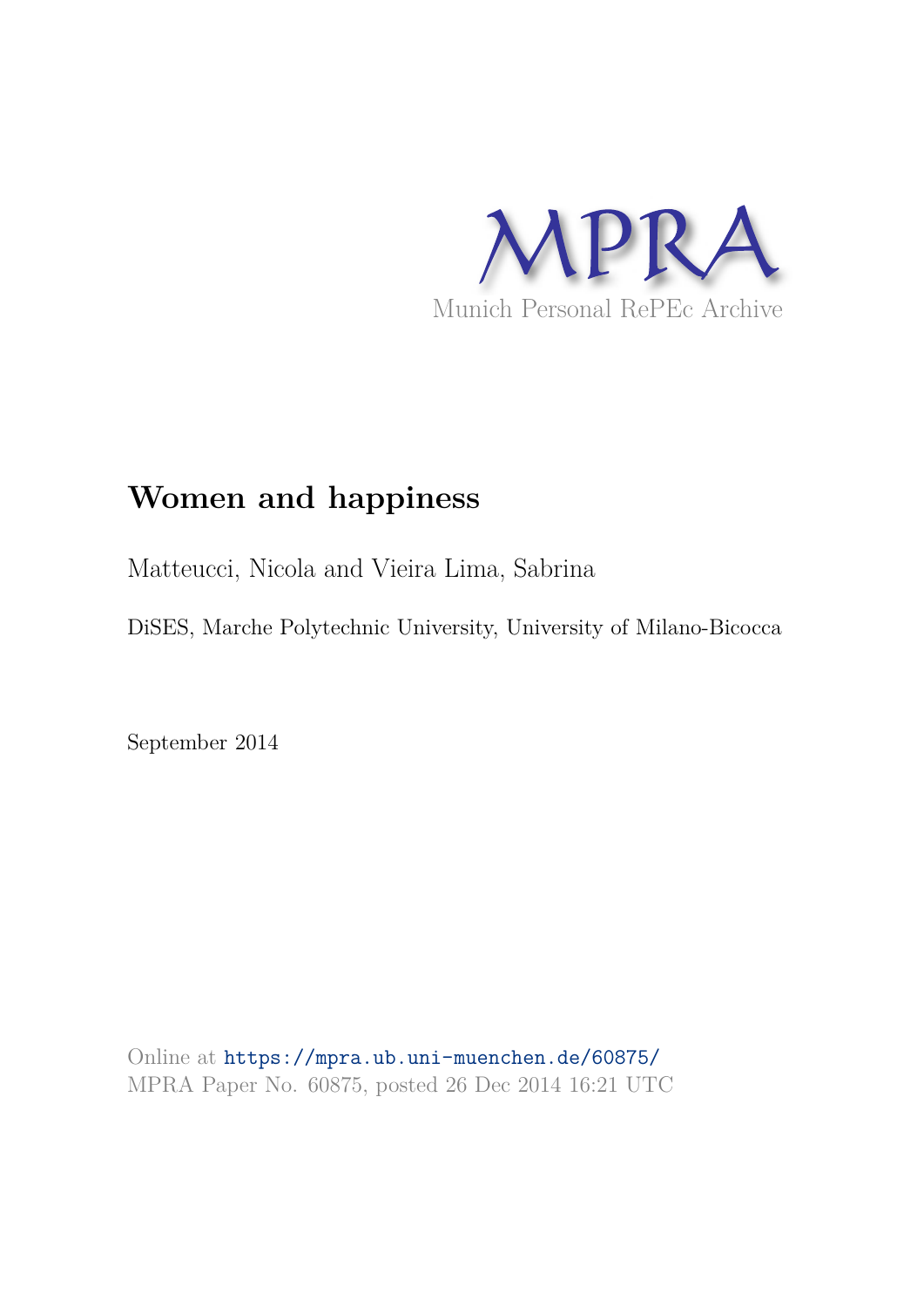MPRA

Munich Personal RePEc Archive

# Women and happiness

Matteucci, Nicola and Vieira Lima, Sabrina

DiSES, Marche Polytechnic University, University of Milano-Bicocca

September 2014

Online at https://mpra.ub.uni-muenchen.de/60875/

MPRA Paper No. 60875, posted 26 Dec 2014 16:21 UTC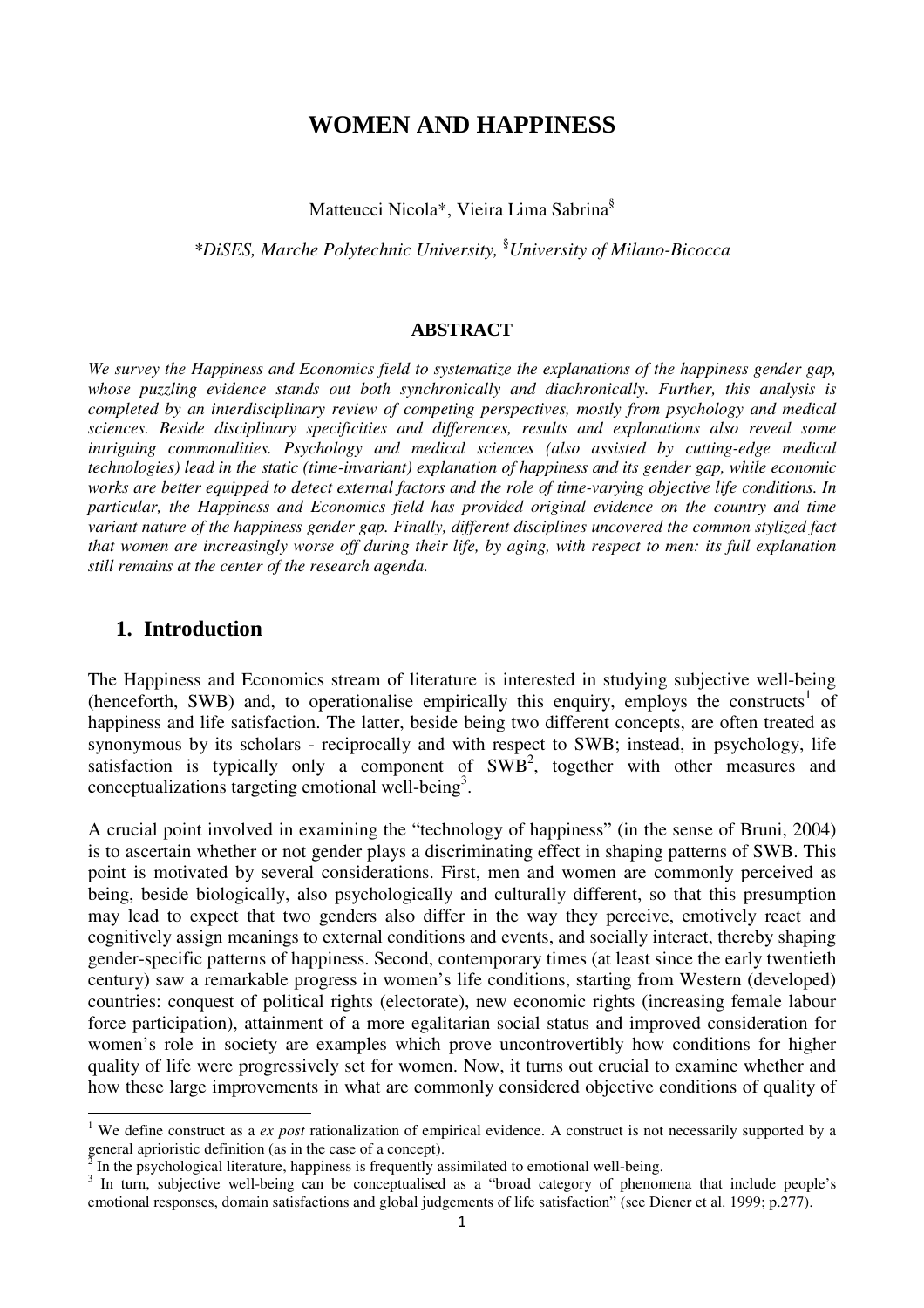# WOMEN AND HAPPINESS

Matteucci Nicola*, Vieira Lima Sabrina[§]

*DiSES, Marche Polytechnic University, [§]University of Milano-Bicocca*

### ABSTRACT

*We survey the Happiness and Economics field to systematize the explanations of the happiness gender gap, whose puzzling evidence stands out both synchronically and diachronically. Further, this analysis is completed by an interdisciplinary review of competing perspectives, mostly from psychology and medical sciences. Beside disciplinary specificities and differences, results and explanations also reveal some intriguing commonalities. Psychology and medical sciences (also assisted by cutting-edge medical technologies) lead in the static (time-invariant) explanation of happiness and its gender gap, while economic works are better equipped to detect external factors and the role of time-varying objective life conditions. In particular, the Happiness and Economics field has provided original evidence on the country and time variant nature of the happiness gender gap. Finally, different disciplines uncovered the common stylized fact that women are increasingly worse off during their life, by aging, with respect to men: its full explanation still remains at the center of the research agenda.*

## 1. Introduction

The Happiness and Economics stream of literature is interested in studying subjective well-being (henceforth, SWB) and, to operationalise empirically this enquiry, employs the constructs[1] of happiness and life satisfaction. The latter, beside being two different concepts, are often treated as synonymous by its scholars - reciprocally and with respect to SWB; instead, in psychology, life satisfaction is typically only a component of SWB[2], together with other measures and conceptualizations targeting emotional well-being[3].

A crucial point involved in examining the "technology of happiness" (in the sense of Bruni, 2004) is to ascertain whether or not gender plays a discriminating effect in shaping patterns of SWB. This point is motivated by several considerations. First, men and women are commonly perceived as being, beside biologically, also psychologically and culturally different, so that this presumption may lead to expect that two genders also differ in the way they perceive, emotively react and cognitively assign meanings to external conditions and events, and socially interact, thereby shaping gender-specific patterns of happiness. Second, contemporary times (at least since the early twentieth century) saw a remarkable progress in women's life conditions, starting from Western (developed) countries: conquest of political rights (electorate), new economic rights (increasing female labour force participation), attainment of a more egalitarian social status and improved consideration for women's role in society are examples which prove uncontrovertibly how conditions for higher quality of life were progressively set for women. Now, it turns out crucial to examine whether and how these large improvements in what are commonly considered objective conditions of quality of

---

[1] We define construct as a *ex post* rationalization of empirical evidence. A construct is not necessarily supported by a general aprioristic definition (as in the case of a concept).

[2] In the psychological literature, happiness is frequently assimilated to emotional well-being.

[3] In turn, subjective well-being can be conceptualised as a "broad category of phenomena that include people's emotional responses, domain satisfactions and global judgements of life satisfaction" (see Diener et al. 1999; p.277).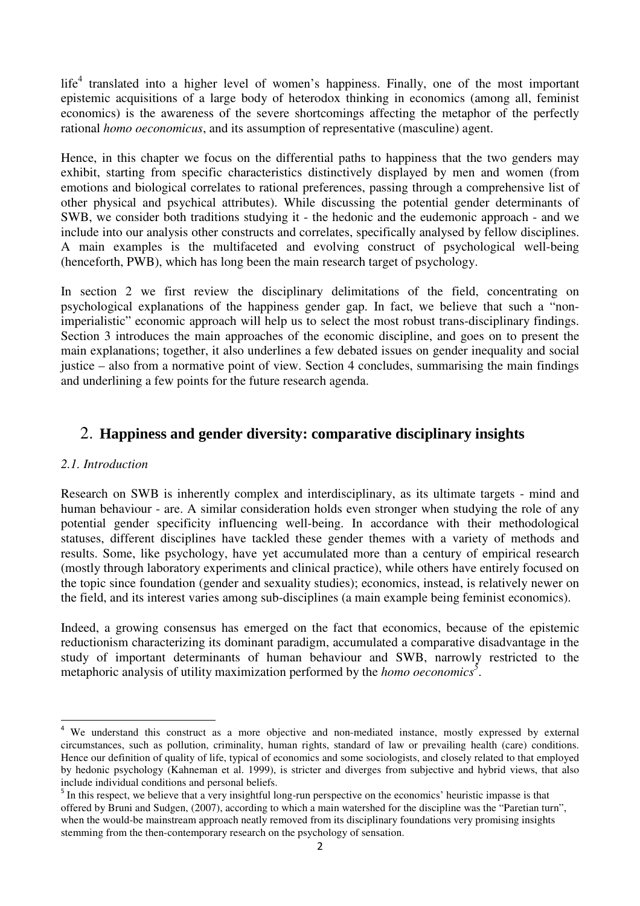life[4] translated into a higher level of women's happiness. Finally, one of the most important epistemic acquisitions of a large body of heterodox thinking in economics (among all, feminist economics) is the awareness of the severe shortcomings affecting the metaphor of the perfectly rational *homo oeconomicus*, and its assumption of representative (masculine) agent.

Hence, in this chapter we focus on the differential paths to happiness that the two genders may exhibit, starting from specific characteristics distinctively displayed by men and women (from emotions and biological correlates to rational preferences, passing through a comprehensive list of other physical and psychical attributes). While discussing the potential gender determinants of SWB, we consider both traditions studying it - the hedonic and the eudemonic approach - and we include into our analysis other constructs and correlates, specifically analysed by fellow disciplines. A main examples is the multifaceted and evolving construct of psychological well-being (henceforth, PWB), which has long been the main research target of psychology.

In section 2 we first review the disciplinary delimitations of the field, concentrating on psychological explanations of the happiness gender gap. In fact, we believe that such a "non-imperialistic" economic approach will help us to select the most robust trans-disciplinary findings. Section 3 introduces the main approaches of the economic discipline, and goes on to present the main explanations; together, it also underlines a few debated issues on gender inequality and social justice – also from a normative point of view. Section 4 concludes, summarising the main findings and underlining a few points for the future research agenda.

## 2. Happiness and gender diversity: comparative disciplinary insights

### *2.1. Introduction*

Research on SWB is inherently complex and interdisciplinary, as its ultimate targets - mind and human behaviour - are. A similar consideration holds even stronger when studying the role of any potential gender specificity influencing well-being. In accordance with their methodological statuses, different disciplines have tackled these gender themes with a variety of methods and results. Some, like psychology, have yet accumulated more than a century of empirical research (mostly through laboratory experiments and clinical practice), while others have entirely focused on the topic since foundation (gender and sexuality studies); economics, instead, is relatively newer on the field, and its interest varies among sub-disciplines (a main example being feminist economics).

Indeed, a growing consensus has emerged on the fact that economics, because of the epistemic reductionism characterizing its dominant paradigm, accumulated a comparative disadvantage in the study of important determinants of human behaviour and SWB, narrowly restricted to the metaphoric analysis of utility maximization performed by the *homo oeconomics*[5].

---

[4] We understand this construct as a more objective and non-mediated instance, mostly expressed by external circumstances, such as pollution, criminality, human rights, standard of law or prevailing health (care) conditions. Hence our definition of quality of life, typical of economics and some sociologists, and closely related to that employed by hedonic psychology (Kahneman et al. 1999), is stricter and diverges from subjective and hybrid views, that also include individual conditions and personal beliefs.

[5] In this respect, we believe that a very insightful long-run perspective on the economics' heuristic impasse is that offered by Bruni and Sudgen, (2007), according to which a main watershed for the discipline was the "Paretian turn", when the would-be mainstream approach neatly removed from its disciplinary foundations very promising insights stemming from the then-contemporary research on the psychology of sensation.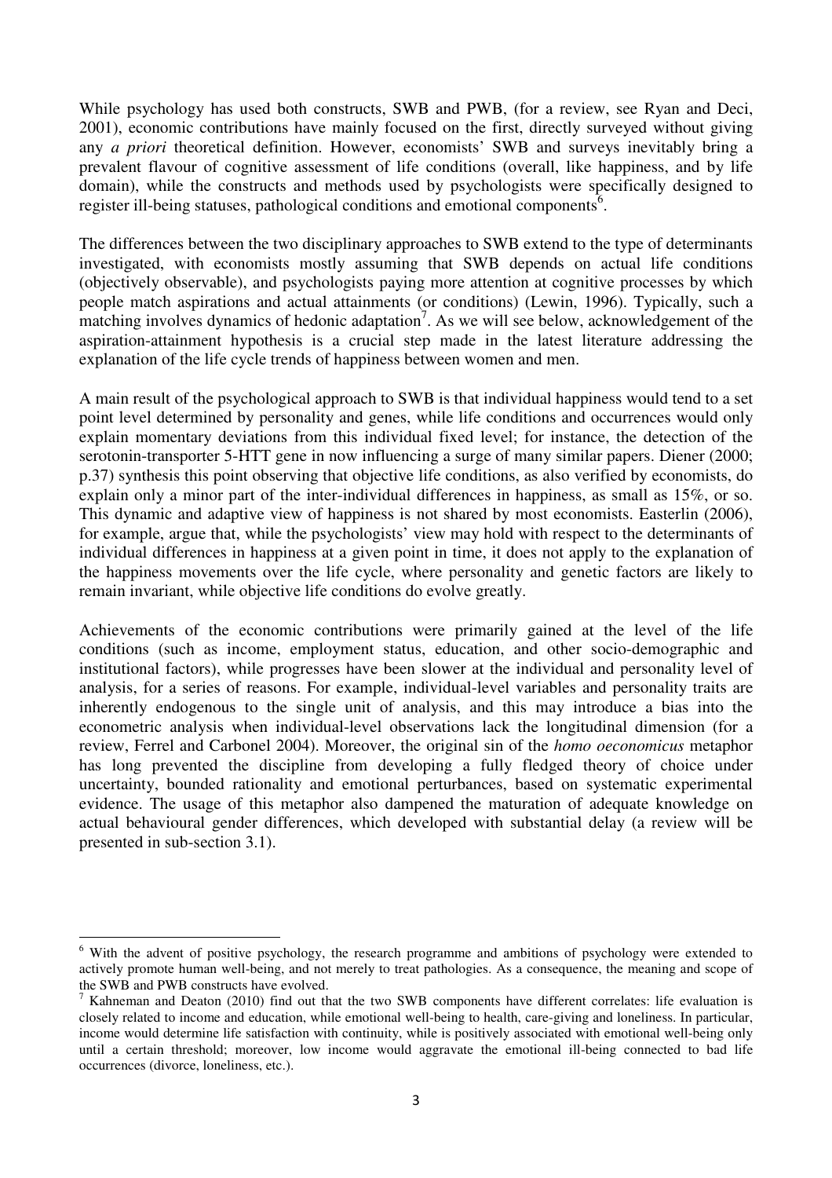While psychology has used both constructs, SWB and PWB, (for a review, see Ryan and Deci, 2001), economic contributions have mainly focused on the first, directly surveyed without giving any *a priori* theoretical definition. However, economists' SWB and surveys inevitably bring a prevalent flavour of cognitive assessment of life conditions (overall, like happiness, and by life domain), while the constructs and methods used by psychologists were specifically designed to register ill-being statuses, pathological conditions and emotional components[6].

The differences between the two disciplinary approaches to SWB extend to the type of determinants investigated, with economists mostly assuming that SWB depends on actual life conditions (objectively observable), and psychologists paying more attention at cognitive processes by which people match aspirations and actual attainments (or conditions) (Lewin, 1996). Typically, such a matching involves dynamics of hedonic adaptation[7]. As we will see below, acknowledgement of the aspiration-attainment hypothesis is a crucial step made in the latest literature addressing the explanation of the life cycle trends of happiness between women and men.

A main result of the psychological approach to SWB is that individual happiness would tend to a set point level determined by personality and genes, while life conditions and occurrences would only explain momentary deviations from this individual fixed level; for instance, the detection of the serotonin-transporter 5-HTT gene in now influencing a surge of many similar papers. Diener (2000; p.37) synthesis this point observing that objective life conditions, as also verified by economists, do explain only a minor part of the inter-individual differences in happiness, as small as 15%, or so. This dynamic and adaptive view of happiness is not shared by most economists. Easterlin (2006), for example, argue that, while the psychologists' view may hold with respect to the determinants of individual differences in happiness at a given point in time, it does not apply to the explanation of the happiness movements over the life cycle, where personality and genetic factors are likely to remain invariant, while objective life conditions do evolve greatly.

Achievements of the economic contributions were primarily gained at the level of the life conditions (such as income, employment status, education, and other socio-demographic and institutional factors), while progresses have been slower at the individual and personality level of analysis, for a series of reasons. For example, individual-level variables and personality traits are inherently endogenous to the single unit of analysis, and this may introduce a bias into the econometric analysis when individual-level observations lack the longitudinal dimension (for a review, Ferrel and Carbonel 2004). Moreover, the original sin of the *homo oeconomicus* metaphor has long prevented the discipline from developing a fully fledged theory of choice under uncertainty, bounded rationality and emotional perturbances, based on systematic experimental evidence. The usage of this metaphor also dampened the maturation of adequate knowledge on actual behavioural gender differences, which developed with substantial delay (a review will be presented in sub-section 3.1).

---

[6] With the advent of positive psychology, the research programme and ambitions of psychology were extended to actively promote human well-being, and not merely to treat pathologies. As a consequence, the meaning and scope of the SWB and PWB constructs have evolved.

[7] Kahneman and Deaton (2010) find out that the two SWB components have different correlates: life evaluation is closely related to income and education, while emotional well-being to health, care-giving and loneliness. In particular, income would determine life satisfaction with continuity, while is positively associated with emotional well-being only until a certain threshold; moreover, low income would aggravate the emotional ill-being connected to bad life occurrences (divorce, loneliness, etc.).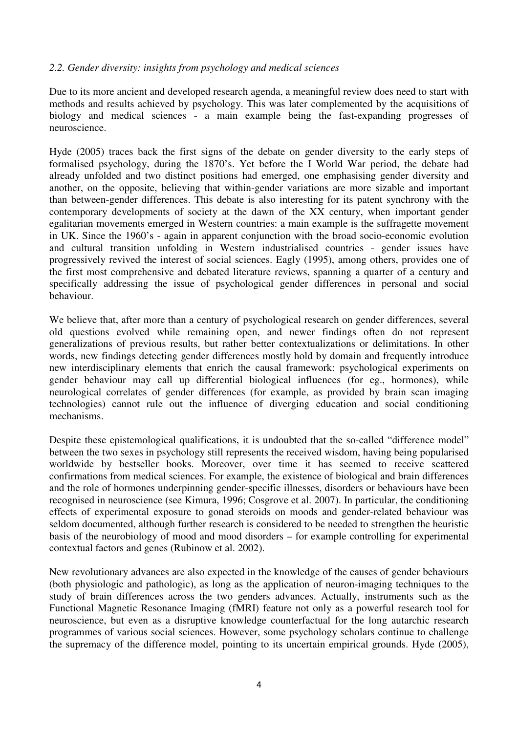*2.2. Gender diversity: insights from psychology and medical sciences*

Due to its more ancient and developed research agenda, a meaningful review does need to start with methods and results achieved by psychology. This was later complemented by the acquisitions of biology and medical sciences - a main example being the fast-expanding progresses of neuroscience.

Hyde (2005) traces back the first signs of the debate on gender diversity to the early steps of formalised psychology, during the 1870's. Yet before the I World War period, the debate had already unfolded and two distinct positions had emerged, one emphasising gender diversity and another, on the opposite, believing that within-gender variations are more sizable and important than between-gender differences. This debate is also interesting for its patent synchrony with the contemporary developments of society at the dawn of the XX century, when important gender egalitarian movements emerged in Western countries: a main example is the suffragette movement in UK. Since the 1960's - again in apparent conjunction with the broad socio-economic evolution and cultural transition unfolding in Western industrialised countries - gender issues have progressively revived the interest of social sciences. Eagly (1995), among others, provides one of the first most comprehensive and debated literature reviews, spanning a quarter of a century and specifically addressing the issue of psychological gender differences in personal and social behaviour.

We believe that, after more than a century of psychological research on gender differences, several old questions evolved while remaining open, and newer findings often do not represent generalizations of previous results, but rather better contextualizations or delimitations. In other words, new findings detecting gender differences mostly hold by domain and frequently introduce new interdisciplinary elements that enrich the causal framework: psychological experiments on gender behaviour may call up differential biological influences (for eg., hormones), while neurological correlates of gender differences (for example, as provided by brain scan imaging technologies) cannot rule out the influence of diverging education and social conditioning mechanisms.

Despite these epistemological qualifications, it is undoubted that the so-called "difference model" between the two sexes in psychology still represents the received wisdom, having being popularised worldwide by bestseller books. Moreover, over time it has seemed to receive scattered confirmations from medical sciences. For example, the existence of biological and brain differences and the role of hormones underpinning gender-specific illnesses, disorders or behaviours have been recognised in neuroscience (see Kimura, 1996; Cosgrove et al. 2007). In particular, the conditioning effects of experimental exposure to gonad steroids on moods and gender-related behaviour was seldom documented, although further research is considered to be needed to strengthen the heuristic basis of the neurobiology of mood and mood disorders – for example controlling for experimental contextual factors and genes (Rubinow et al. 2002).

New revolutionary advances are also expected in the knowledge of the causes of gender behaviours (both physiologic and pathologic), as long as the application of neuron-imaging techniques to the study of brain differences across the two genders advances. Actually, instruments such as the Functional Magnetic Resonance Imaging (fMRI) feature not only as a powerful research tool for neuroscience, but even as a disruptive knowledge counterfactual for the long autarchic research programmes of various social sciences. However, some psychology scholars continue to challenge the supremacy of the difference model, pointing to its uncertain empirical grounds. Hyde (2005),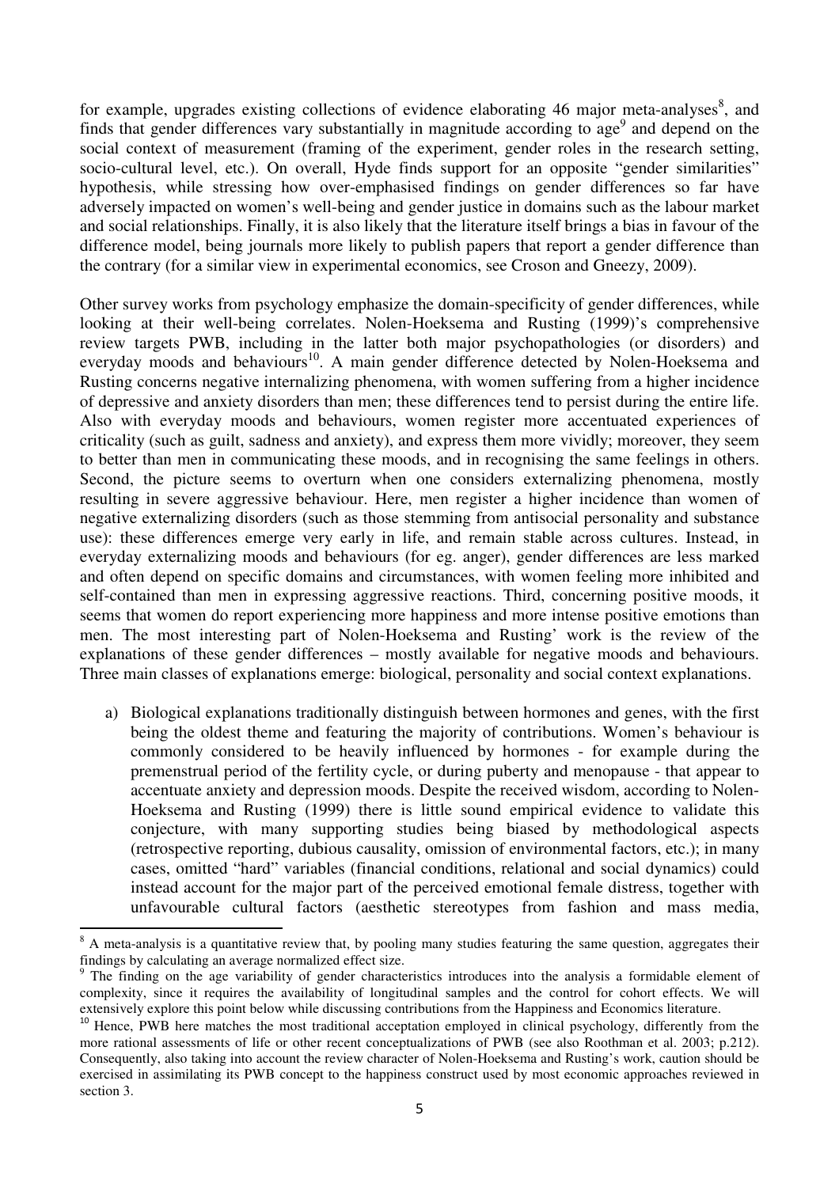for example, upgrades existing collections of evidence elaborating 46 major meta-analyses[8], and finds that gender differences vary substantially in magnitude according to age[9] and depend on the social context of measurement (framing of the experiment, gender roles in the research setting, socio-cultural level, etc.). On overall, Hyde finds support for an opposite "gender similarities" hypothesis, while stressing how over-emphasised findings on gender differences so far have adversely impacted on women's well-being and gender justice in domains such as the labour market and social relationships. Finally, it is also likely that the literature itself brings a bias in favour of the difference model, being journals more likely to publish papers that report a gender difference than the contrary (for a similar view in experimental economics, see Croson and Gneezy, 2009).

Other survey works from psychology emphasize the domain-specificity of gender differences, while looking at their well-being correlates. Nolen-Hoeksema and Rusting (1999)'s comprehensive review targets PWB, including in the latter both major psychopathologies (or disorders) and everyday moods and behaviours[10]. A main gender difference detected by Nolen-Hoeksema and Rusting concerns negative internalizing phenomena, with women suffering from a higher incidence of depressive and anxiety disorders than men; these differences tend to persist during the entire life. Also with everyday moods and behaviours, women register more accentuated experiences of criticality (such as guilt, sadness and anxiety), and express them more vividly; moreover, they seem to better than men in communicating these moods, and in recognising the same feelings in others. Second, the picture seems to overturn when one considers externalizing phenomena, mostly resulting in severe aggressive behaviour. Here, men register a higher incidence than women of negative externalizing disorders (such as those stemming from antisocial personality and substance use): these differences emerge very early in life, and remain stable across cultures. Instead, in everyday externalizing moods and behaviours (for eg. anger), gender differences are less marked and often depend on specific domains and circumstances, with women feeling more inhibited and self-contained than men in expressing aggressive reactions. Third, concerning positive moods, it seems that women do report experiencing more happiness and more intense positive emotions than men. The most interesting part of Nolen-Hoeksema and Rusting' work is the review of the explanations of these gender differences – mostly available for negative moods and behaviours. Three main classes of explanations emerge: biological, personality and social context explanations.

a) Biological explanations traditionally distinguish between hormones and genes, with the first being the oldest theme and featuring the majority of contributions. Women's behaviour is commonly considered to be heavily influenced by hormones - for example during the premenstrual period of the fertility cycle, or during puberty and menopause - that appear to accentuate anxiety and depression moods. Despite the received wisdom, according to Nolen-Hoeksema and Rusting (1999) there is little sound empirical evidence to validate this conjecture, with many supporting studies being biased by methodological aspects (retrospective reporting, dubious causality, omission of environmental factors, etc.); in many cases, omitted "hard" variables (financial conditions, relational and social dynamics) could instead account for the major part of the perceived emotional female distress, together with unfavourable cultural factors (aesthetic stereotypes from fashion and mass media,

[8] A meta-analysis is a quantitative review that, by pooling many studies featuring the same question, aggregates their findings by calculating an average normalized effect size.

[9] The finding on the age variability of gender characteristics introduces into the analysis a formidable element of complexity, since it requires the availability of longitudinal samples and the control for cohort effects. We will extensively explore this point below while discussing contributions from the Happiness and Economics literature.

[10] Hence, PWB here matches the most traditional acceptation employed in clinical psychology, differently from the more rational assessments of life or other recent conceptualizations of PWB (see also Roothman et al. 2003; p.212). Consequently, also taking into account the review character of Nolen-Hoeksema and Rusting's work, caution should be exercised in assimilating its PWB concept to the happiness construct used by most economic approaches reviewed in section 3.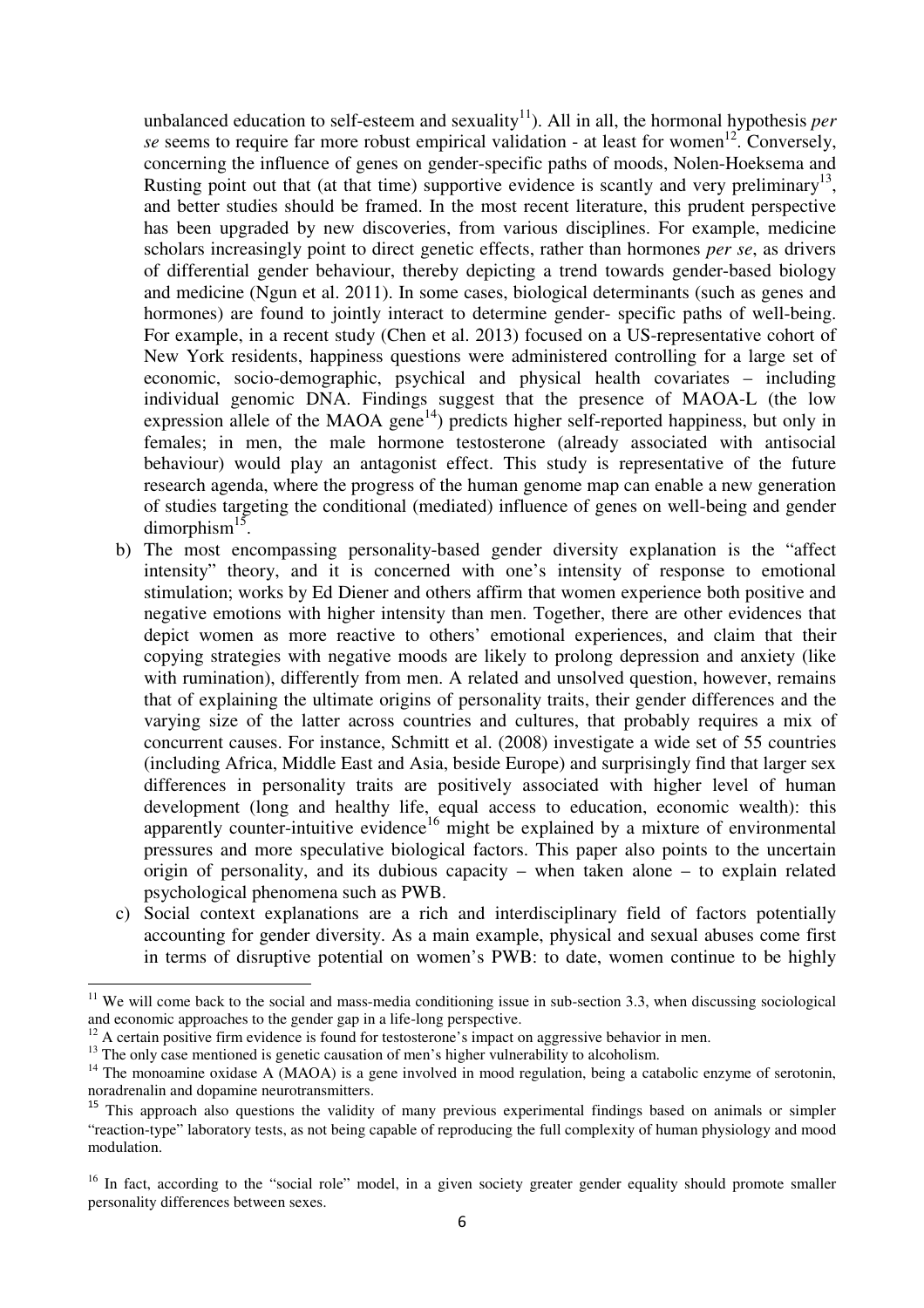unbalanced education to self-esteem and sexuality[11]). All in all, the hormonal hypothesis *per se* seems to require far more robust empirical validation - at least for women[12]. Conversely, concerning the influence of genes on gender-specific paths of moods, Nolen-Hoeksema and Rusting point out that (at that time) supportive evidence is scantly and very preliminary[13], and better studies should be framed. In the most recent literature, this prudent perspective has been upgraded by new discoveries, from various disciplines. For example, medicine scholars increasingly point to direct genetic effects, rather than hormones *per se*, as drivers of differential gender behaviour, thereby depicting a trend towards gender-based biology and medicine (Ngun et al. 2011). In some cases, biological determinants (such as genes and hormones) are found to jointly interact to determine gender- specific paths of well-being. For example, in a recent study (Chen et al. 2013) focused on a US-representative cohort of New York residents, happiness questions were administered controlling for a large set of economic, socio-demographic, psychical and physical health covariates – including individual genomic DNA. Findings suggest that the presence of MAOA-L (the low expression allele of the MAOA gene[14]) predicts higher self-reported happiness, but only in females; in men, the male hormone testosterone (already associated with antisocial behaviour) would play an antagonist effect. This study is representative of the future research agenda, where the progress of the human genome map can enable a new generation of studies targeting the conditional (mediated) influence of genes on well-being and gender dimorphism[15].

b) The most encompassing personality-based gender diversity explanation is the "affect intensity" theory, and it is concerned with one's intensity of response to emotional stimulation; works by Ed Diener and others affirm that women experience both positive and negative emotions with higher intensity than men. Together, there are other evidences that depict women as more reactive to others' emotional experiences, and claim that their copying strategies with negative moods are likely to prolong depression and anxiety (like with rumination), differently from men. A related and unsolved question, however, remains that of explaining the ultimate origins of personality traits, their gender differences and the varying size of the latter across countries and cultures, that probably requires a mix of concurrent causes. For instance, Schmitt et al. (2008) investigate a wide set of 55 countries (including Africa, Middle East and Asia, beside Europe) and surprisingly find that larger sex differences in personality traits are positively associated with higher level of human development (long and healthy life, equal access to education, economic wealth): this apparently counter-intuitive evidence[16] might be explained by a mixture of environmental pressures and more speculative biological factors. This paper also points to the uncertain origin of personality, and its dubious capacity – when taken alone – to explain related psychological phenomena such as PWB.

c) Social context explanations are a rich and interdisciplinary field of factors potentially accounting for gender diversity. As a main example, physical and sexual abuses come first in terms of disruptive potential on women's PWB: to date, women continue to be highly

---

[11] We will come back to the social and mass-media conditioning issue in sub-section 3.3, when discussing sociological and economic approaches to the gender gap in a life-long perspective.

[12] A certain positive firm evidence is found for testosterone's impact on aggressive behavior in men.

[13] The only case mentioned is genetic causation of men's higher vulnerability to alcoholism.

[14] The monoamine oxidase A (MAOA) is a gene involved in mood regulation, being a catabolic enzyme of serotonin, noradrenalin and dopamine neurotransmitters.

[15] This approach also questions the validity of many previous experimental findings based on animals or simpler "reaction-type" laboratory tests, as not being capable of reproducing the full complexity of human physiology and mood modulation.

[16] In fact, according to the "social role" model, in a given society greater gender equality should promote smaller personality differences between sexes.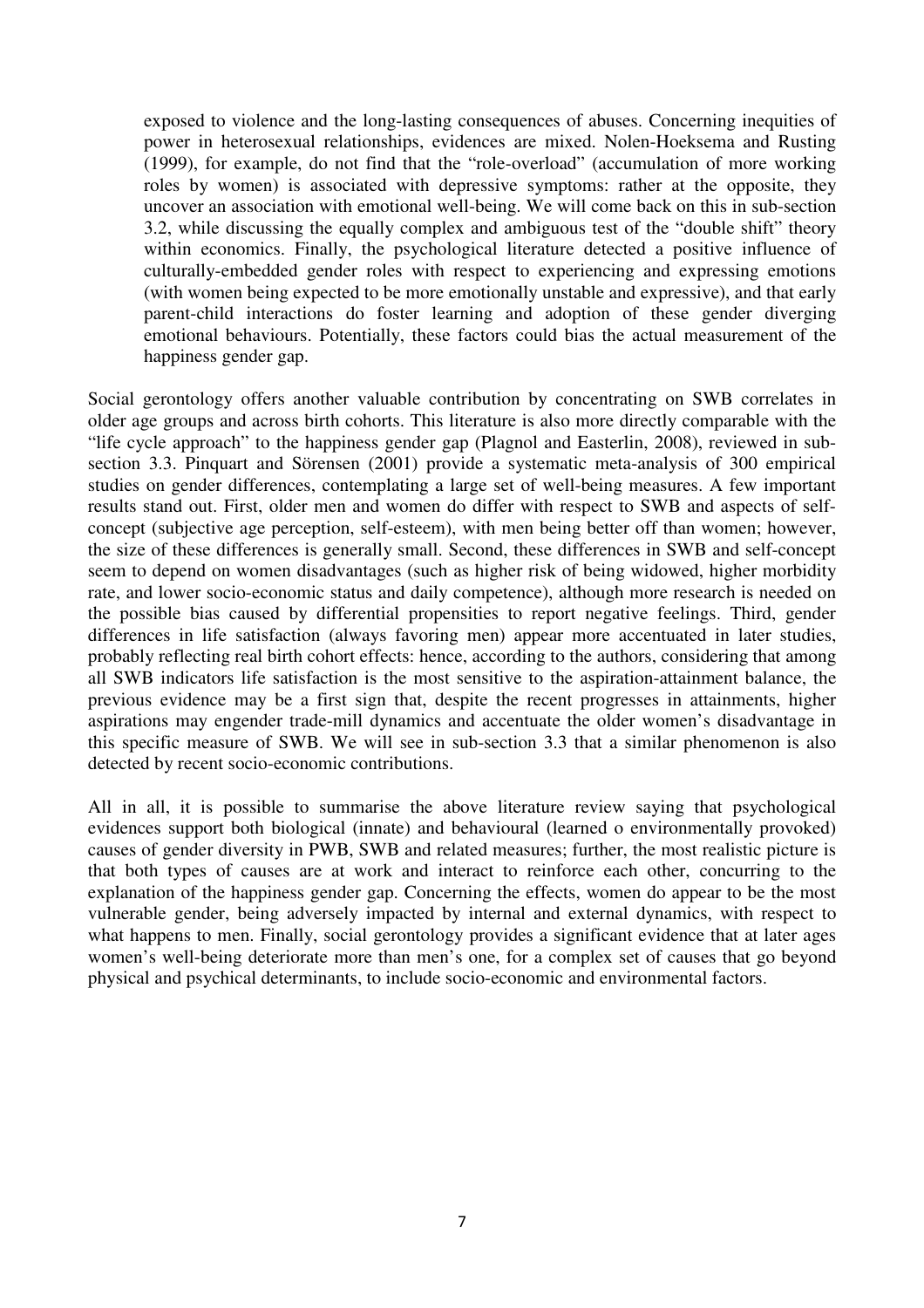exposed to violence and the long-lasting consequences of abuses. Concerning inequities of power in heterosexual relationships, evidences are mixed. Nolen-Hoeksema and Rusting (1999), for example, do not find that the "role-overload" (accumulation of more working roles by women) is associated with depressive symptoms: rather at the opposite, they uncover an association with emotional well-being. We will come back on this in sub-section 3.2, while discussing the equally complex and ambiguous test of the "double shift" theory within economics. Finally, the psychological literature detected a positive influence of culturally-embedded gender roles with respect to experiencing and expressing emotions (with women being expected to be more emotionally unstable and expressive), and that early parent-child interactions do foster learning and adoption of these gender diverging emotional behaviours. Potentially, these factors could bias the actual measurement of the happiness gender gap.

Social gerontology offers another valuable contribution by concentrating on SWB correlates in older age groups and across birth cohorts. This literature is also more directly comparable with the "life cycle approach" to the happiness gender gap (Plagnol and Easterlin, 2008), reviewed in sub-section 3.3. Pinquart and Sörensen (2001) provide a systematic meta-analysis of 300 empirical studies on gender differences, contemplating a large set of well-being measures. A few important results stand out. First, older men and women do differ with respect to SWB and aspects of self-concept (subjective age perception, self-esteem), with men being better off than women; however, the size of these differences is generally small. Second, these differences in SWB and self-concept seem to depend on women disadvantages (such as higher risk of being widowed, higher morbidity rate, and lower socio-economic status and daily competence), although more research is needed on the possible bias caused by differential propensities to report negative feelings. Third, gender differences in life satisfaction (always favoring men) appear more accentuated in later studies, probably reflecting real birth cohort effects: hence, according to the authors, considering that among all SWB indicators life satisfaction is the most sensitive to the aspiration-attainment balance, the previous evidence may be a first sign that, despite the recent progresses in attainments, higher aspirations may engender trade-mill dynamics and accentuate the older women's disadvantage in this specific measure of SWB. We will see in sub-section 3.3 that a similar phenomenon is also detected by recent socio-economic contributions.

All in all, it is possible to summarise the above literature review saying that psychological evidences support both biological (innate) and behavioural (learned o environmentally provoked) causes of gender diversity in PWB, SWB and related measures; further, the most realistic picture is that both types of causes are at work and interact to reinforce each other, concurring to the explanation of the happiness gender gap. Concerning the effects, women do appear to be the most vulnerable gender, being adversely impacted by internal and external dynamics, with respect to what happens to men. Finally, social gerontology provides a significant evidence that at later ages women's well-being deteriorate more than men's one, for a complex set of causes that go beyond physical and psychical determinants, to include socio-economic and environmental factors.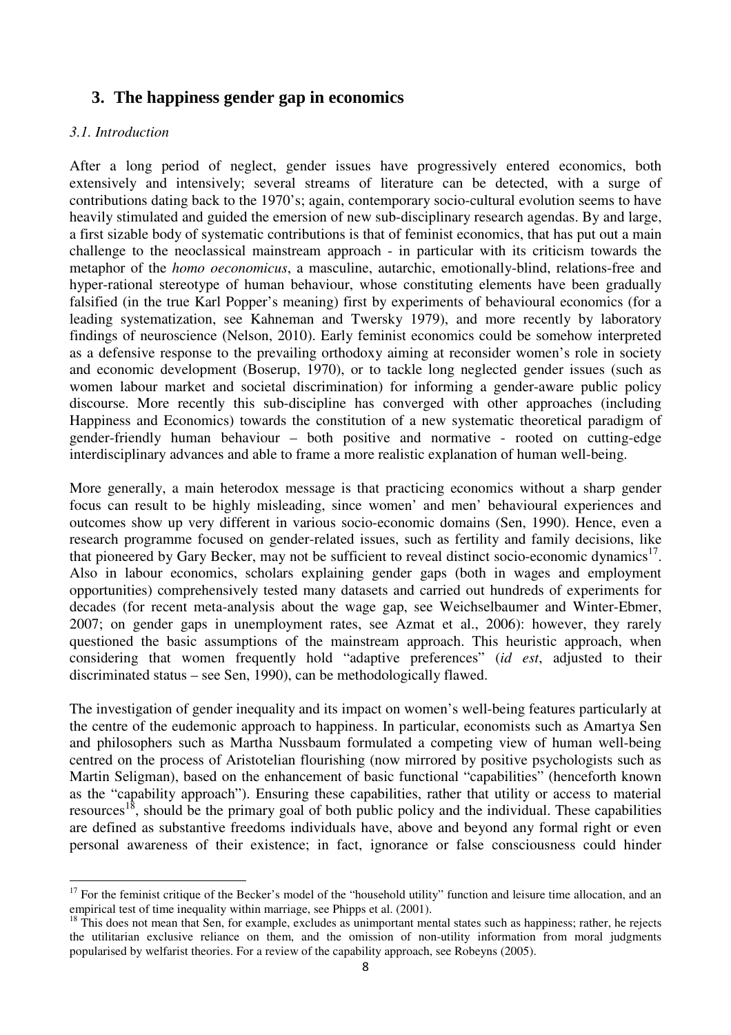## 3. The happiness gender gap in economics

### *3.1. Introduction*

After a long period of neglect, gender issues have progressively entered economics, both extensively and intensively; several streams of literature can be detected, with a surge of contributions dating back to the 1970's; again, contemporary socio-cultural evolution seems to have heavily stimulated and guided the emersion of new sub-disciplinary research agendas. By and large, a first sizable body of systematic contributions is that of feminist economics, that has put out a main challenge to the neoclassical mainstream approach - in particular with its criticism towards the metaphor of the *homo oeconomicus*, a masculine, autarchic, emotionally-blind, relations-free and hyper-rational stereotype of human behaviour, whose constituting elements have been gradually falsified (in the true Karl Popper's meaning) first by experiments of behavioural economics (for a leading systematization, see Kahneman and Twersky 1979), and more recently by laboratory findings of neuroscience (Nelson, 2010). Early feminist economics could be somehow interpreted as a defensive response to the prevailing orthodoxy aiming at reconsider women's role in society and economic development (Boserup, 1970), or to tackle long neglected gender issues (such as women labour market and societal discrimination) for informing a gender-aware public policy discourse. More recently this sub-discipline has converged with other approaches (including Happiness and Economics) towards the constitution of a new systematic theoretical paradigm of gender-friendly human behaviour – both positive and normative - rooted on cutting-edge interdisciplinary advances and able to frame a more realistic explanation of human well-being.

More generally, a main heterodox message is that practicing economics without a sharp gender focus can result to be highly misleading, since women' and men' behavioural experiences and outcomes show up very different in various socio-economic domains (Sen, 1990). Hence, even a research programme focused on gender-related issues, such as fertility and family decisions, like that pioneered by Gary Becker, may not be sufficient to reveal distinct socio-economic dynamics[17]. Also in labour economics, scholars explaining gender gaps (both in wages and employment opportunities) comprehensively tested many datasets and carried out hundreds of experiments for decades (for recent meta-analysis about the wage gap, see Weichselbaumer and Winter-Ebmer, 2007; on gender gaps in unemployment rates, see Azmat et al., 2006): however, they rarely questioned the basic assumptions of the mainstream approach. This heuristic approach, when considering that women frequently hold "adaptive preferences" (*id est*, adjusted to their discriminated status – see Sen, 1990), can be methodologically flawed.

The investigation of gender inequality and its impact on women's well-being features particularly at the centre of the eudemonic approach to happiness. In particular, economists such as Amartya Sen and philosophers such as Martha Nussbaum formulated a competing view of human well-being centred on the process of Aristotelian flourishing (now mirrored by positive psychologists such as Martin Seligman), based on the enhancement of basic functional "capabilities" (henceforth known as the "capability approach"). Ensuring these capabilities, rather that utility or access to material resources[18], should be the primary goal of both public policy and the individual. These capabilities are defined as substantive freedoms individuals have, above and beyond any formal right or even personal awareness of their existence; in fact, ignorance or false consciousness could hinder

[17] For the feminist critique of the Becker's model of the "household utility" function and leisure time allocation, and an empirical test of time inequality within marriage, see Phipps et al. (2001).

[18] This does not mean that Sen, for example, excludes as unimportant mental states such as happiness; rather, he rejects the utilitarian exclusive reliance on them, and the omission of non-utility information from moral judgments popularised by welfarist theories. For a review of the capability approach, see Robeyns (2005).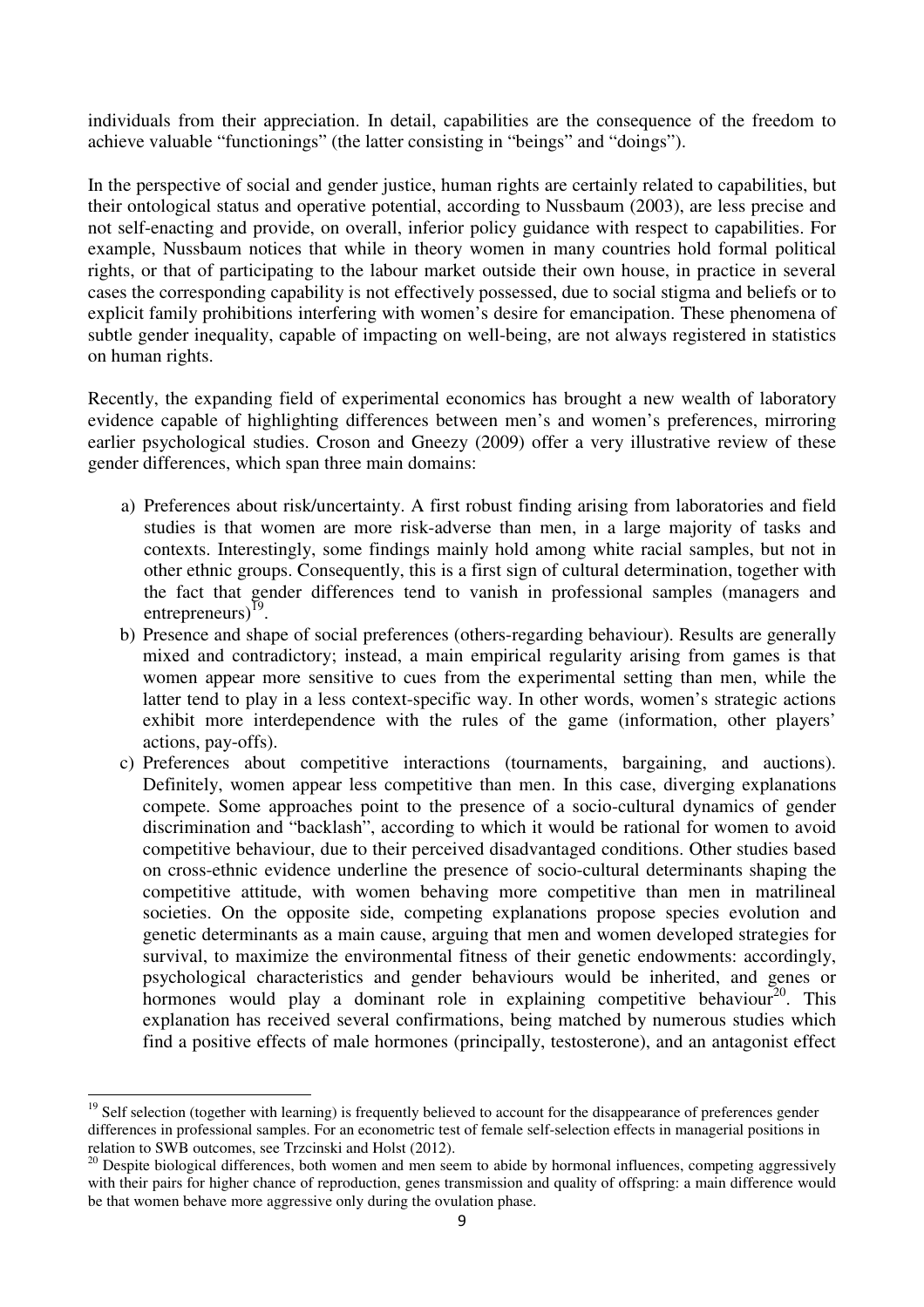individuals from their appreciation. In detail, capabilities are the consequence of the freedom to achieve valuable "functionings" (the latter consisting in "beings" and "doings").

In the perspective of social and gender justice, human rights are certainly related to capabilities, but their ontological status and operative potential, according to Nussbaum (2003), are less precise and not self-enacting and provide, on overall, inferior policy guidance with respect to capabilities. For example, Nussbaum notices that while in theory women in many countries hold formal political rights, or that of participating to the labour market outside their own house, in practice in several cases the corresponding capability is not effectively possessed, due to social stigma and beliefs or to explicit family prohibitions interfering with women's desire for emancipation. These phenomena of subtle gender inequality, capable of impacting on well-being, are not always registered in statistics on human rights.

Recently, the expanding field of experimental economics has brought a new wealth of laboratory evidence capable of highlighting differences between men's and women's preferences, mirroring earlier psychological studies. Croson and Gneezy (2009) offer a very illustrative review of these gender differences, which span three main domains:

a) Preferences about risk/uncertainty. A first robust finding arising from laboratories and field studies is that women are more risk-adverse than men, in a large majority of tasks and contexts. Interestingly, some findings mainly hold among white racial samples, but not in other ethnic groups. Consequently, this is a first sign of cultural determination, together with the fact that gender differences tend to vanish in professional samples (managers and entrepreneurs)[19].
b) Presence and shape of social preferences (others-regarding behaviour). Results are generally mixed and contradictory; instead, a main empirical regularity arising from games is that women appear more sensitive to cues from the experimental setting than men, while the latter tend to play in a less context-specific way. In other words, women's strategic actions exhibit more interdependence with the rules of the game (information, other players' actions, pay-offs).
c) Preferences about competitive interactions (tournaments, bargaining, and auctions). Definitely, women appear less competitive than men. In this case, diverging explanations compete. Some approaches point to the presence of a socio-cultural dynamics of gender discrimination and "backlash", according to which it would be rational for women to avoid competitive behaviour, due to their perceived disadvantaged conditions. Other studies based on cross-ethnic evidence underline the presence of socio-cultural determinants shaping the competitive attitude, with women behaving more competitive than men in matrilineal societies. On the opposite side, competing explanations propose species evolution and genetic determinants as a main cause, arguing that men and women developed strategies for survival, to maximize the environmental fitness of their genetic endowments: accordingly, psychological characteristics and gender behaviours would be inherited, and genes or hormones would play a dominant role in explaining competitive behaviour[20]. This explanation has received several confirmations, being matched by numerous studies which find a positive effects of male hormones (principally, testosterone), and an antagonist effect

[19] Self selection (together with learning) is frequently believed to account for the disappearance of preferences gender differences in professional samples. For an econometric test of female self-selection effects in managerial positions in relation to SWB outcomes, see Trzcinski and Holst (2012).

[20] Despite biological differences, both women and men seem to abide by hormonal influences, competing aggressively with their pairs for higher chance of reproduction, genes transmission and quality of offspring: a main difference would be that women behave more aggressive only during the ovulation phase.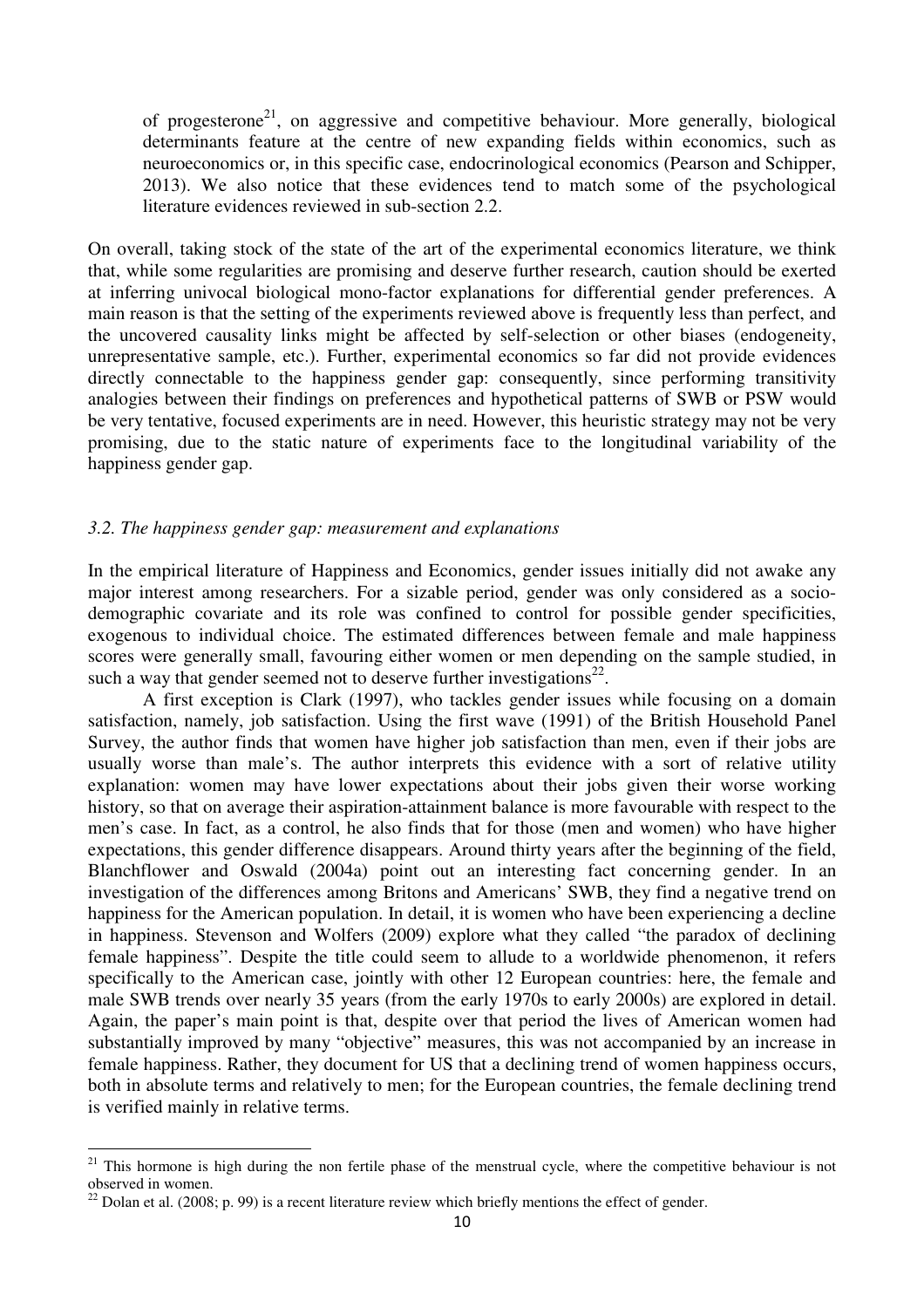of progesterone[21], on aggressive and competitive behaviour. More generally, biological determinants feature at the centre of new expanding fields within economics, such as neuroeconomics or, in this specific case, endocrinological economics (Pearson and Schipper, 2013). We also notice that these evidences tend to match some of the psychological literature evidences reviewed in sub-section 2.2.

On overall, taking stock of the state of the art of the experimental economics literature, we think that, while some regularities are promising and deserve further research, caution should be exerted at inferring univocal biological mono-factor explanations for differential gender preferences. A main reason is that the setting of the experiments reviewed above is frequently less than perfect, and the uncovered causality links might be affected by self-selection or other biases (endogeneity, unrepresentative sample, etc.). Further, experimental economics so far did not provide evidences directly connectable to the happiness gender gap: consequently, since performing transitivity analogies between their findings on preferences and hypothetical patterns of SWB or PSW would be very tentative, focused experiments are in need. However, this heuristic strategy may not be very promising, due to the static nature of experiments face to the longitudinal variability of the happiness gender gap.

### *3.2. The happiness gender gap: measurement and explanations*

In the empirical literature of Happiness and Economics, gender issues initially did not awake any major interest among researchers. For a sizable period, gender was only considered as a socio-demographic covariate and its role was confined to control for possible gender specificities, exogenous to individual choice. The estimated differences between female and male happiness scores were generally small, favouring either women or men depending on the sample studied, in such a way that gender seemed not to deserve further investigations[22].

A first exception is Clark (1997), who tackles gender issues while focusing on a domain satisfaction, namely, job satisfaction. Using the first wave (1991) of the British Household Panel Survey, the author finds that women have higher job satisfaction than men, even if their jobs are usually worse than male's. The author interprets this evidence with a sort of relative utility explanation: women may have lower expectations about their jobs given their worse working history, so that on average their aspiration-attainment balance is more favourable with respect to the men's case. In fact, as a control, he also finds that for those (men and women) who have higher expectations, this gender difference disappears. Around thirty years after the beginning of the field, Blanchflower and Oswald (2004a) point out an interesting fact concerning gender. In an investigation of the differences among Britons and Americans' SWB, they find a negative trend on happiness for the American population. In detail, it is women who have been experiencing a decline in happiness. Stevenson and Wolfers (2009) explore what they called "the paradox of declining female happiness". Despite the title could seem to allude to a worldwide phenomenon, it refers specifically to the American case, jointly with other 12 European countries: here, the female and male SWB trends over nearly 35 years (from the early 1970s to early 2000s) are explored in detail. Again, the paper's main point is that, despite over that period the lives of American women had substantially improved by many "objective" measures, this was not accompanied by an increase in female happiness. Rather, they document for US that a declining trend of women happiness occurs, both in absolute terms and relatively to men; for the European countries, the female declining trend is verified mainly in relative terms.

---

[21] This hormone is high during the non fertile phase of the menstrual cycle, where the competitive behaviour is not observed in women.

[22] Dolan et al. (2008; p. 99) is a recent literature review which briefly mentions the effect of gender.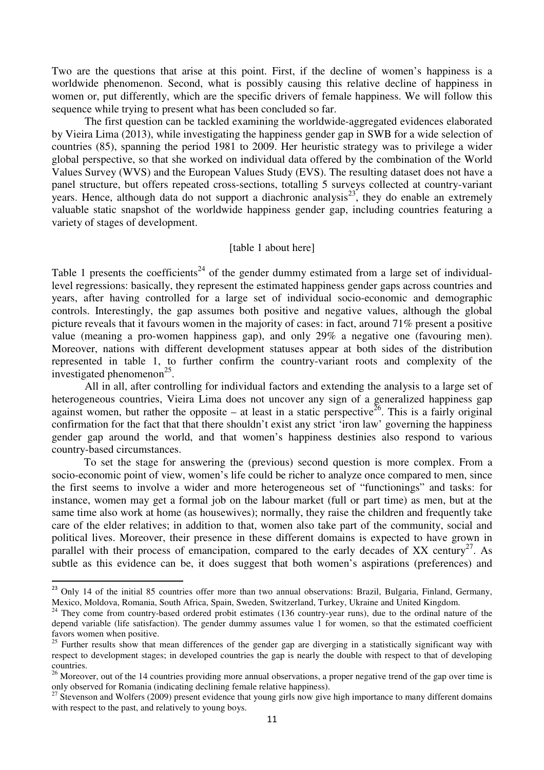Two are the questions that arise at this point. First, if the decline of women's happiness is a worldwide phenomenon. Second, what is possibly causing this relative decline of happiness in women or, put differently, which are the specific drivers of female happiness. We will follow this sequence while trying to present what has been concluded so far.

The first question can be tackled examining the worldwide-aggregated evidences elaborated by Vieira Lima (2013), while investigating the happiness gender gap in SWB for a wide selection of countries (85), spanning the period 1981 to 2009. Her heuristic strategy was to privilege a wider global perspective, so that she worked on individual data offered by the combination of the World Values Survey (WVS) and the European Values Study (EVS). The resulting dataset does not have a panel structure, but offers repeated cross-sections, totalling 5 surveys collected at country-variant years. Hence, although data do not support a diachronic analysis[23], they do enable an extremely valuable static snapshot of the worldwide happiness gender gap, including countries featuring a variety of stages of development.

[table 1 about here]

Table 1 presents the coefficients[24] of the gender dummy estimated from a large set of individual-level regressions: basically, they represent the estimated happiness gender gaps across countries and years, after having controlled for a large set of individual socio-economic and demographic controls. Interestingly, the gap assumes both positive and negative values, although the global picture reveals that it favours women in the majority of cases: in fact, around 71% present a positive value (meaning a pro-women happiness gap), and only 29% a negative one (favouring men). Moreover, nations with different development statuses appear at both sides of the distribution represented in table 1, to further confirm the country-variant roots and complexity of the investigated phenomenon[25].

All in all, after controlling for individual factors and extending the analysis to a large set of heterogeneous countries, Vieira Lima does not uncover any sign of a generalized happiness gap against women, but rather the opposite – at least in a static perspective[26]. This is a fairly original confirmation for the fact that that there shouldn't exist any strict 'iron law' governing the happiness gender gap around the world, and that women's happiness destinies also respond to various country-based circumstances.

To set the stage for answering the (previous) second question is more complex. From a socio-economic point of view, women's life could be richer to analyze once compared to men, since the first seems to involve a wider and more heterogeneous set of "functionings" and tasks: for instance, women may get a formal job on the labour market (full or part time) as men, but at the same time also work at home (as housewives); normally, they raise the children and frequently take care of the elder relatives; in addition to that, women also take part of the community, social and political lives. Moreover, their presence in these different domains is expected to have grown in parallel with their process of emancipation, compared to the early decades of XX century[27]. As subtle as this evidence can be, it does suggest that both women's aspirations (preferences) and

---

[23] Only 14 of the initial 85 countries offer more than two annual observations: Brazil, Bulgaria, Finland, Germany, Mexico, Moldova, Romania, South Africa, Spain, Sweden, Switzerland, Turkey, Ukraine and United Kingdom.

[24] They come from country-based ordered probit estimates (136 country-year runs), due to the ordinal nature of the depend variable (life satisfaction). The gender dummy assumes value 1 for women, so that the estimated coefficient favors women when positive.

[25] Further results show that mean differences of the gender gap are diverging in a statistically significant way with respect to development stages; in developed countries the gap is nearly the double with respect to that of developing countries.

[26] Moreover, out of the 14 countries providing more annual observations, a proper negative trend of the gap over time is only observed for Romania (indicating declining female relative happiness).

[27] Stevenson and Wolfers (2009) present evidence that young girls now give high importance to many different domains with respect to the past, and relatively to young boys.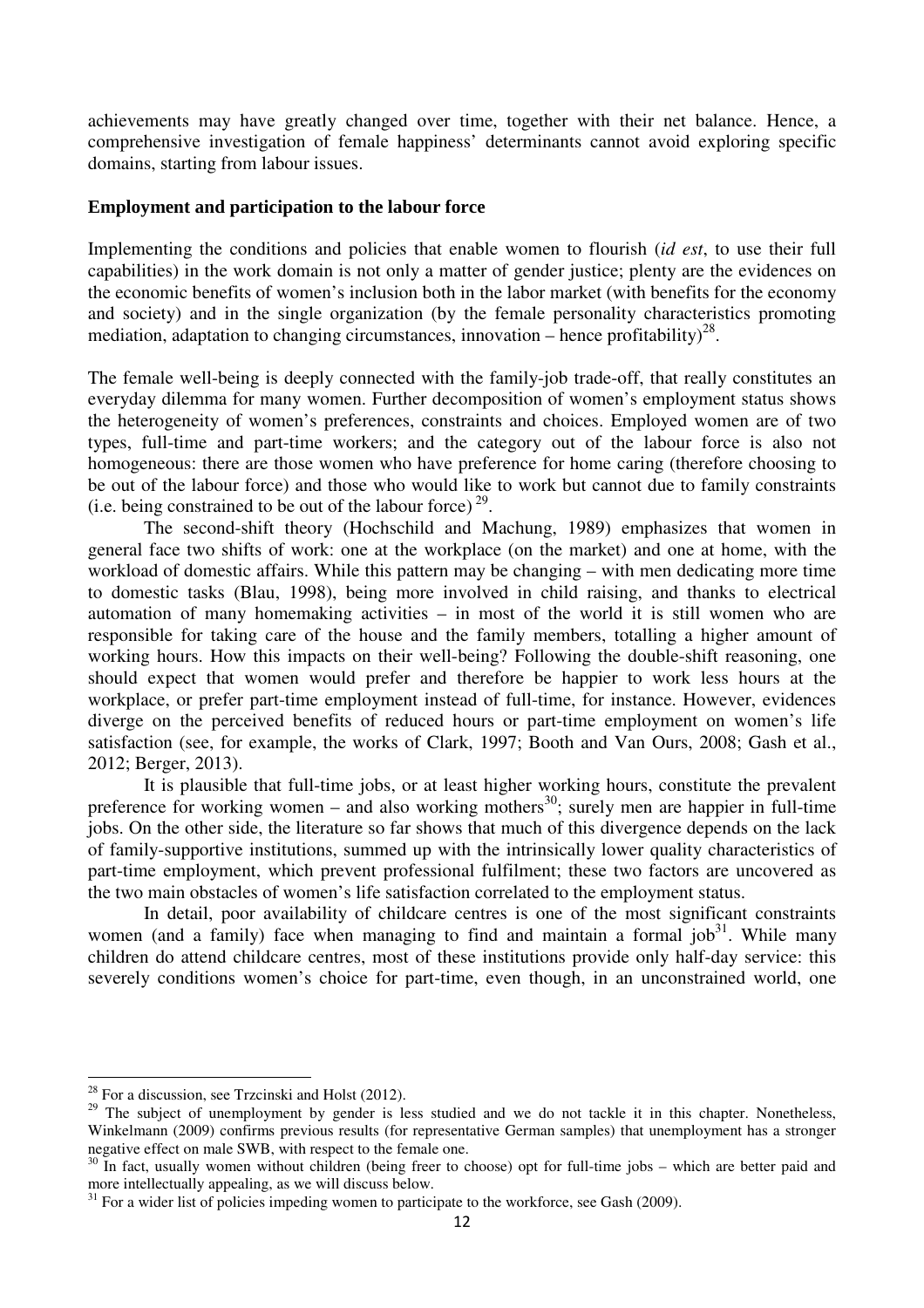achievements may have greatly changed over time, together with their net balance. Hence, a comprehensive investigation of female happiness' determinants cannot avoid exploring specific domains, starting from labour issues.

**Employment and participation to the labour force**

Implementing the conditions and policies that enable women to flourish (*id est*, to use their full capabilities) in the work domain is not only a matter of gender justice; plenty are the evidences on the economic benefits of women's inclusion both in the labor market (with benefits for the economy and society) and in the single organization (by the female personality characteristics promoting mediation, adaptation to changing circumstances, innovation – hence profitability)[28].

The female well-being is deeply connected with the family-job trade-off, that really constitutes an everyday dilemma for many women. Further decomposition of women's employment status shows the heterogeneity of women's preferences, constraints and choices. Employed women are of two types, full-time and part-time workers; and the category out of the labour force is also not homogeneous: there are those women who have preference for home caring (therefore choosing to be out of the labour force) and those who would like to work but cannot due to family constraints (i.e. being constrained to be out of the labour force) [29].

The second-shift theory (Hochschild and Machung, 1989) emphasizes that women in general face two shifts of work: one at the workplace (on the market) and one at home, with the workload of domestic affairs. While this pattern may be changing – with men dedicating more time to domestic tasks (Blau, 1998), being more involved in child raising, and thanks to electrical automation of many homemaking activities – in most of the world it is still women who are responsible for taking care of the house and the family members, totalling a higher amount of working hours. How this impacts on their well-being? Following the double-shift reasoning, one should expect that women would prefer and therefore be happier to work less hours at the workplace, or prefer part-time employment instead of full-time, for instance. However, evidences diverge on the perceived benefits of reduced hours or part-time employment on women's life satisfaction (see, for example, the works of Clark, 1997; Booth and Van Ours, 2008; Gash et al., 2012; Berger, 2013).

It is plausible that full-time jobs, or at least higher working hours, constitute the prevalent preference for working women – and also working mothers[30]; surely men are happier in full-time jobs. On the other side, the literature so far shows that much of this divergence depends on the lack of family-supportive institutions, summed up with the intrinsically lower quality characteristics of part-time employment, which prevent professional fulfilment; these two factors are uncovered as the two main obstacles of women's life satisfaction correlated to the employment status.

In detail, poor availability of childcare centres is one of the most significant constraints women (and a family) face when managing to find and maintain a formal job[31]. While many children do attend childcare centres, most of these institutions provide only half-day service: this severely conditions women's choice for part-time, even though, in an unconstrained world, one

---

[28] For a discussion, see Trzcinski and Holst (2012).

[29] The subject of unemployment by gender is less studied and we do not tackle it in this chapter. Nonetheless, Winkelmann (2009) confirms previous results (for representative German samples) that unemployment has a stronger negative effect on male SWB, with respect to the female one.

[30] In fact, usually women without children (being freer to choose) opt for full-time jobs – which are better paid and more intellectually appealing, as we will discuss below.

[31] For a wider list of policies impeding women to participate to the workforce, see Gash (2009).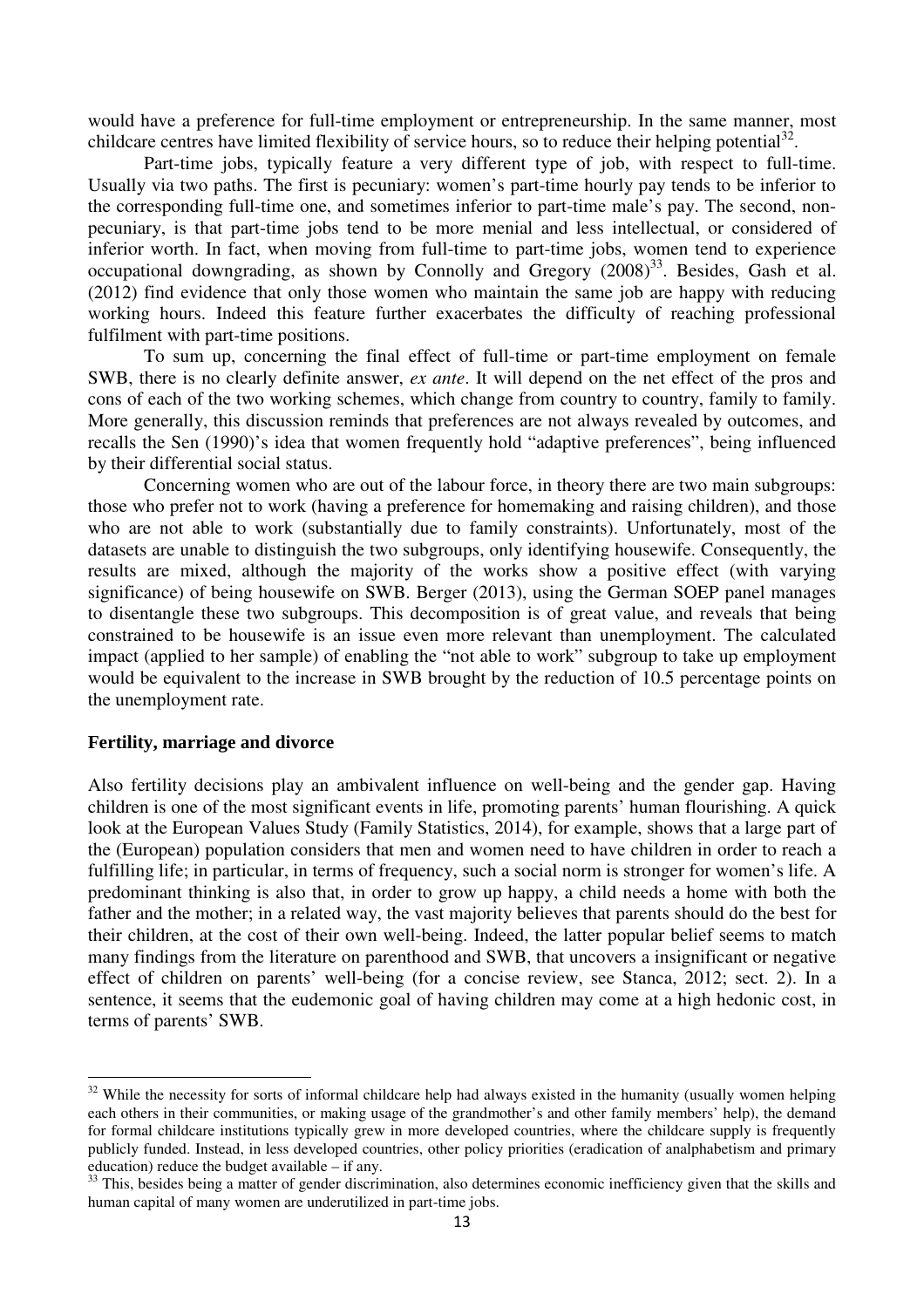would have a preference for full-time employment or entrepreneurship. In the same manner, most childcare centres have limited flexibility of service hours, so to reduce their helping potential[32].

Part-time jobs, typically feature a very different type of job, with respect to full-time. Usually via two paths. The first is pecuniary: women's part-time hourly pay tends to be inferior to the corresponding full-time one, and sometimes inferior to part-time male's pay. The second, non-pecuniary, is that part-time jobs tend to be more menial and less intellectual, or considered of inferior worth. In fact, when moving from full-time to part-time jobs, women tend to experience occupational downgrading, as shown by Connolly and Gregory (2008)[33]. Besides, Gash et al. (2012) find evidence that only those women who maintain the same job are happy with reducing working hours. Indeed this feature further exacerbates the difficulty of reaching professional fulfilment with part-time positions.

To sum up, concerning the final effect of full-time or part-time employment on female SWB, there is no clearly definite answer, *ex ante*. It will depend on the net effect of the pros and cons of each of the two working schemes, which change from country to country, family to family. More generally, this discussion reminds that preferences are not always revealed by outcomes, and recalls the Sen (1990)'s idea that women frequently hold "adaptive preferences", being influenced by their differential social status.

Concerning women who are out of the labour force, in theory there are two main subgroups: those who prefer not to work (having a preference for homemaking and raising children), and those who are not able to work (substantially due to family constraints). Unfortunately, most of the datasets are unable to distinguish the two subgroups, only identifying housewife. Consequently, the results are mixed, although the majority of the works show a positive effect (with varying significance) of being housewife on SWB. Berger (2013), using the German SOEP panel manages to disentangle these two subgroups. This decomposition is of great value, and reveals that being constrained to be housewife is an issue even more relevant than unemployment. The calculated impact (applied to her sample) of enabling the "not able to work" subgroup to take up employment would be equivalent to the increase in SWB brought by the reduction of 10.5 percentage points on the unemployment rate.

**Fertility, marriage and divorce**

Also fertility decisions play an ambivalent influence on well-being and the gender gap. Having children is one of the most significant events in life, promoting parents' human flourishing. A quick look at the European Values Study (Family Statistics, 2014), for example, shows that a large part of the (European) population considers that men and women need to have children in order to reach a fulfilling life; in particular, in terms of frequency, such a social norm is stronger for women's life. A predominant thinking is also that, in order to grow up happy, a child needs a home with both the father and the mother; in a related way, the vast majority believes that parents should do the best for their children, at the cost of their own well-being. Indeed, the latter popular belief seems to match many findings from the literature on parenthood and SWB, that uncovers a insignificant or negative effect of children on parents' well-being (for a concise review, see Stanca, 2012; sect. 2). In a sentence, it seems that the eudemonic goal of having children may come at a high hedonic cost, in terms of parents' SWB.

---

[32] While the necessity for sorts of informal childcare help had always existed in the humanity (usually women helping each others in their communities, or making usage of the grandmother's and other family members' help), the demand for formal childcare institutions typically grew in more developed countries, where the childcare supply is frequently publicly funded. Instead, in less developed countries, other policy priorities (eradication of analphabetism and primary education) reduce the budget available – if any.

[33] This, besides being a matter of gender discrimination, also determines economic inefficiency given that the skills and human capital of many women are underutilized in part-time jobs.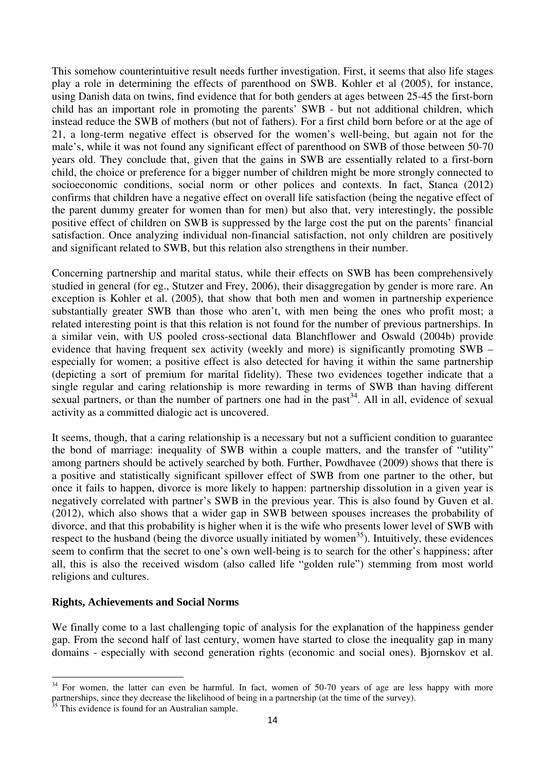This somehow counterintuitive result needs further investigation. First, it seems that also life stages play a role in determining the effects of parenthood on SWB. Kohler et al (2005), for instance, using Danish data on twins, find evidence that for both genders at ages between 25-45 the first-born child has an important role in promoting the parents' SWB - but not additional children, which instead reduce the SWB of mothers (but not of fathers). For a first child born before or at the age of 21, a long-term negative effect is observed for the women's well-being, but again not for the male's, while it was not found any significant effect of parenthood on SWB of those between 50-70 years old. They conclude that, given that the gains in SWB are essentially related to a first-born child, the choice or preference for a bigger number of children might be more strongly connected to socioeconomic conditions, social norm or other polices and contexts. In fact, Stanca (2012) confirms that children have a negative effect on overall life satisfaction (being the negative effect of the parent dummy greater for women than for men) but also that, very interestingly, the possible positive effect of children on SWB is suppressed by the large cost the put on the parents' financial satisfaction. Once analyzing individual non-financial satisfaction, not only children are positively and significant related to SWB, but this relation also strengthens in their number.

Concerning partnership and marital status, while their effects on SWB has been comprehensively studied in general (for eg., Stutzer and Frey, 2006), their disaggregation by gender is more rare. An exception is Kohler et al. (2005), that show that both men and women in partnership experience substantially greater SWB than those who aren't, with men being the ones who profit most; a related interesting point is that this relation is not found for the number of previous partnerships. In a similar vein, with US pooled cross-sectional data Blanchflower and Oswald (2004b) provide evidence that having frequent sex activity (weekly and more) is significantly promoting SWB – especially for women; a positive effect is also detected for having it within the same partnership (depicting a sort of premium for marital fidelity). These two evidences together indicate that a single regular and caring relationship is more rewarding in terms of SWB than having different sexual partners, or than the number of partners one had in the past[34]. All in all, evidence of sexual activity as a committed dialogic act is uncovered.

It seems, though, that a caring relationship is a necessary but not a sufficient condition to guarantee the bond of marriage: inequality of SWB within a couple matters, and the transfer of "utility" among partners should be actively searched by both. Further, Powdhavee (2009) shows that there is a positive and statistically significant spillover effect of SWB from one partner to the other, but once it fails to happen, divorce is more likely to happen: partnership dissolution in a given year is negatively correlated with partner's SWB in the previous year. This is also found by Guven et al. (2012), which also shows that a wider gap in SWB between spouses increases the probability of divorce, and that this probability is higher when it is the wife who presents lower level of SWB with respect to the husband (being the divorce usually initiated by women[35]). Intuitively, these evidences seem to confirm that the secret to one's own well-being is to search for the other's happiness; after all, this is also the received wisdom (also called life "golden rule") stemming from most world religions and cultures.

**Rights, Achievements and Social Norms**

We finally come to a last challenging topic of analysis for the explanation of the happiness gender gap. From the second half of last century, women have started to close the inequality gap in many domains - especially with second generation rights (economic and social ones). Bjornskov et al.

[34] For women, the latter can even be harmful. In fact, women of 50-70 years of age are less happy with more partnerships, since they decrease the likelihood of being in a partnership (at the time of the survey).

[35] This evidence is found for an Australian sample.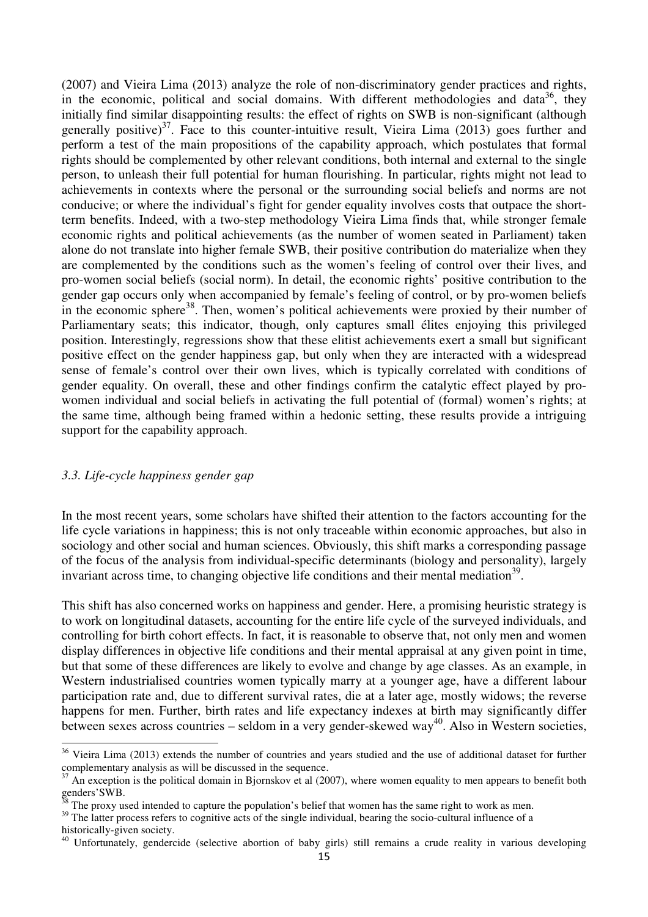(2007) and Vieira Lima (2013) analyze the role of non-discriminatory gender practices and rights, in the economic, political and social domains. With different methodologies and data[36], they initially find similar disappointing results: the effect of rights on SWB is non-significant (although generally positive)[37]. Face to this counter-intuitive result, Vieira Lima (2013) goes further and perform a test of the main propositions of the capability approach, which postulates that formal rights should be complemented by other relevant conditions, both internal and external to the single person, to unleash their full potential for human flourishing. In particular, rights might not lead to achievements in contexts where the personal or the surrounding social beliefs and norms are not conducive; or where the individual's fight for gender equality involves costs that outpace the short-term benefits. Indeed, with a two-step methodology Vieira Lima finds that, while stronger female economic rights and political achievements (as the number of women seated in Parliament) taken alone do not translate into higher female SWB, their positive contribution do materialize when they are complemented by the conditions such as the women's feeling of control over their lives, and pro-women social beliefs (social norm). In detail, the economic rights' positive contribution to the gender gap occurs only when accompanied by female's feeling of control, or by pro-women beliefs in the economic sphere[38]. Then, women's political achievements were proxied by their number of Parliamentary seats; this indicator, though, only captures small élites enjoying this privileged position. Interestingly, regressions show that these elitist achievements exert a small but significant positive effect on the gender happiness gap, but only when they are interacted with a widespread sense of female's control over their own lives, which is typically correlated with conditions of gender equality. On overall, these and other findings confirm the catalytic effect played by pro-women individual and social beliefs in activating the full potential of (formal) women's rights; at the same time, although being framed within a hedonic setting, these results provide a intriguing support for the capability approach.

### *3.3. Life-cycle happiness gender gap*

In the most recent years, some scholars have shifted their attention to the factors accounting for the life cycle variations in happiness; this is not only traceable within economic approaches, but also in sociology and other social and human sciences. Obviously, this shift marks a corresponding passage of the focus of the analysis from individual-specific determinants (biology and personality), largely invariant across time, to changing objective life conditions and their mental mediation[39].

This shift has also concerned works on happiness and gender. Here, a promising heuristic strategy is to work on longitudinal datasets, accounting for the entire life cycle of the surveyed individuals, and controlling for birth cohort effects. In fact, it is reasonable to observe that, not only men and women display differences in objective life conditions and their mental appraisal at any given point in time, but that some of these differences are likely to evolve and change by age classes. As an example, in Western industrialised countries women typically marry at a younger age, have a different labour participation rate and, due to different survival rates, die at a later age, mostly widows; the reverse happens for men. Further, birth rates and life expectancy indexes at birth may significantly differ between sexes across countries – seldom in a very gender-skewed way[40]. Also in Western societies,

---

[36] Vieira Lima (2013) extends the number of countries and years studied and the use of additional dataset for further complementary analysis as will be discussed in the sequence.

[37] An exception is the political domain in Bjornskov et al (2007), where women equality to men appears to benefit both genders'SWB.

[38] The proxy used intended to capture the population's belief that women has the same right to work as men.

[39] The latter process refers to cognitive acts of the single individual, bearing the socio-cultural influence of a historically-given society.

[40] Unfortunately, gendercide (selective abortion of baby girls) still remains a crude reality in various developing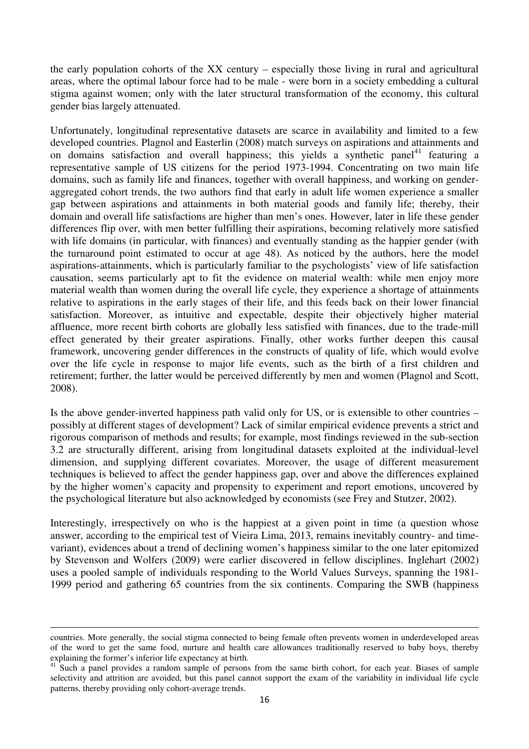the early population cohorts of the XX century – especially those living in rural and agricultural areas, where the optimal labour force had to be male - were born in a society embedding a cultural stigma against women; only with the later structural transformation of the economy, this cultural gender bias largely attenuated.

Unfortunately, longitudinal representative datasets are scarce in availability and limited to a few developed countries. Plagnol and Easterlin (2008) match surveys on aspirations and attainments and on domains satisfaction and overall happiness; this yields a synthetic panel[41] featuring a representative sample of US citizens for the period 1973-1994. Concentrating on two main life domains, such as family life and finances, together with overall happiness, and working on gender-aggregated cohort trends, the two authors find that early in adult life women experience a smaller gap between aspirations and attainments in both material goods and family life; thereby, their domain and overall life satisfactions are higher than men's ones. However, later in life these gender differences flip over, with men better fulfilling their aspirations, becoming relatively more satisfied with life domains (in particular, with finances) and eventually standing as the happier gender (with the turnaround point estimated to occur at age 48). As noticed by the authors, here the model aspirations-attainments, which is particularly familiar to the psychologists' view of life satisfaction causation, seems particularly apt to fit the evidence on material wealth: while men enjoy more material wealth than women during the overall life cycle, they experience a shortage of attainments relative to aspirations in the early stages of their life, and this feeds back on their lower financial satisfaction. Moreover, as intuitive and expectable, despite their objectively higher material affluence, more recent birth cohorts are globally less satisfied with finances, due to the trade-mill effect generated by their greater aspirations. Finally, other works further deepen this causal framework, uncovering gender differences in the constructs of quality of life, which would evolve over the life cycle in response to major life events, such as the birth of a first children and retirement; further, the latter would be perceived differently by men and women (Plagnol and Scott, 2008).

Is the above gender-inverted happiness path valid only for US, or is extensible to other countries – possibly at different stages of development? Lack of similar empirical evidence prevents a strict and rigorous comparison of methods and results; for example, most findings reviewed in the sub-section 3.2 are structurally different, arising from longitudinal datasets exploited at the individual-level dimension, and supplying different covariates. Moreover, the usage of different measurement techniques is believed to affect the gender happiness gap, over and above the differences explained by the higher women's capacity and propensity to experiment and report emotions, uncovered by the psychological literature but also acknowledged by economists (see Frey and Stutzer, 2002).

Interestingly, irrespectively on who is the happiest at a given point in time (a question whose answer, according to the empirical test of Vieira Lima, 2013, remains inevitably country- and time-variant), evidences about a trend of declining women's happiness similar to the one later epitomized by Stevenson and Wolfers (2009) were earlier discovered in fellow disciplines. Inglehart (2002) uses a pooled sample of individuals responding to the World Values Surveys, spanning the 1981-1999 period and gathering 65 countries from the six continents. Comparing the SWB (happiness

---

countries. More generally, the social stigma connected to being female often prevents women in underdeveloped areas of the word to get the same food, nurture and health care allowances traditionally reserved to baby boys, thereby explaining the former's inferior life expectancy at birth.

[41] Such a panel provides a random sample of persons from the same birth cohort, for each year. Biases of sample selectivity and attrition are avoided, but this panel cannot support the exam of the variability in individual life cycle patterns, thereby providing only cohort-average trends.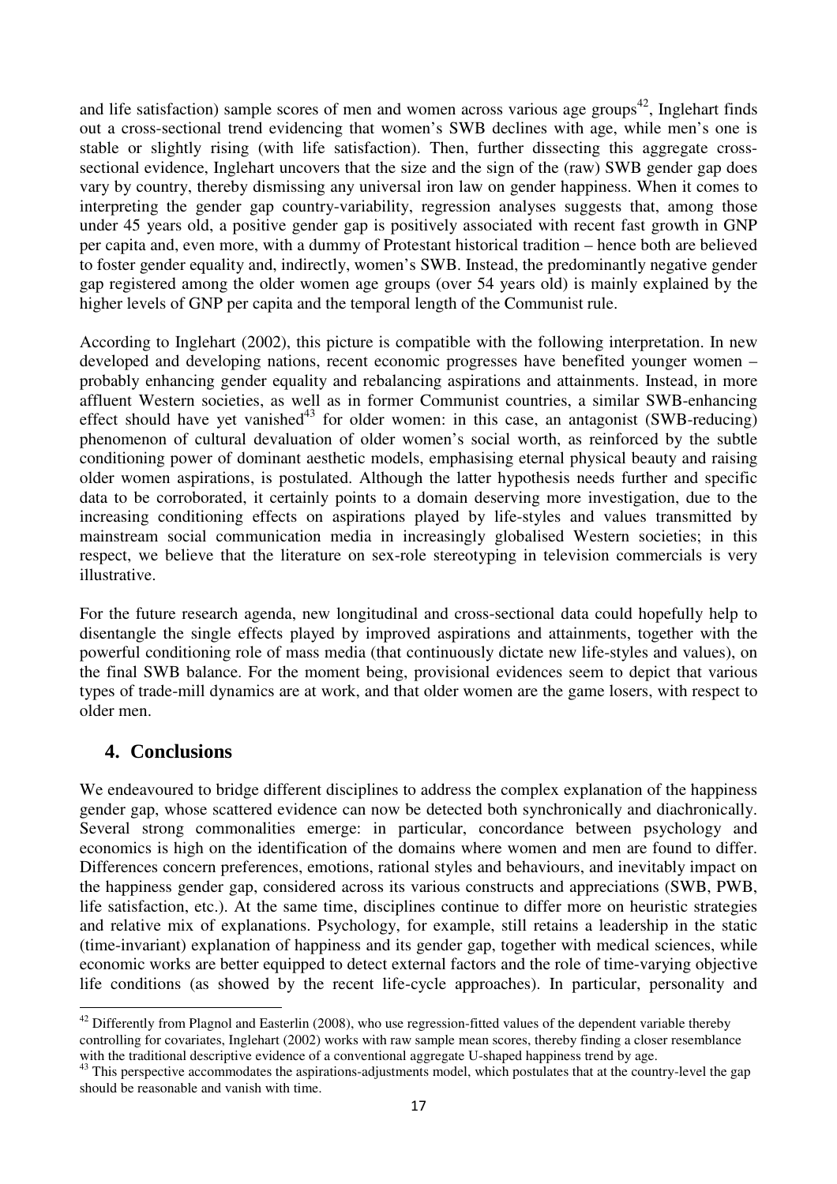and life satisfaction) sample scores of men and women across various age groups[42], Inglehart finds out a cross-sectional trend evidencing that women's SWB declines with age, while men's one is stable or slightly rising (with life satisfaction). Then, further dissecting this aggregate cross-sectional evidence, Inglehart uncovers that the size and the sign of the (raw) SWB gender gap does vary by country, thereby dismissing any universal iron law on gender happiness. When it comes to interpreting the gender gap country-variability, regression analyses suggests that, among those under 45 years old, a positive gender gap is positively associated with recent fast growth in GNP per capita and, even more, with a dummy of Protestant historical tradition – hence both are believed to foster gender equality and, indirectly, women's SWB. Instead, the predominantly negative gender gap registered among the older women age groups (over 54 years old) is mainly explained by the higher levels of GNP per capita and the temporal length of the Communist rule.

According to Inglehart (2002), this picture is compatible with the following interpretation. In new developed and developing nations, recent economic progresses have benefited younger women – probably enhancing gender equality and rebalancing aspirations and attainments. Instead, in more affluent Western societies, as well as in former Communist countries, a similar SWB-enhancing effect should have yet vanished[43] for older women: in this case, an antagonist (SWB-reducing) phenomenon of cultural devaluation of older women's social worth, as reinforced by the subtle conditioning power of dominant aesthetic models, emphasising eternal physical beauty and raising older women aspirations, is postulated. Although the latter hypothesis needs further and specific data to be corroborated, it certainly points to a domain deserving more investigation, due to the increasing conditioning effects on aspirations played by life-styles and values transmitted by mainstream social communication media in increasingly globalised Western societies; in this respect, we believe that the literature on sex-role stereotyping in television commercials is very illustrative.

For the future research agenda, new longitudinal and cross-sectional data could hopefully help to disentangle the single effects played by improved aspirations and attainments, together with the powerful conditioning role of mass media (that continuously dictate new life-styles and values), on the final SWB balance. For the moment being, provisional evidences seem to depict that various types of trade-mill dynamics are at work, and that older women are the game losers, with respect to older men.

## 4. Conclusions

We endeavoured to bridge different disciplines to address the complex explanation of the happiness gender gap, whose scattered evidence can now be detected both synchronically and diachronically. Several strong commonalities emerge: in particular, concordance between psychology and economics is high on the identification of the domains where women and men are found to differ. Differences concern preferences, emotions, rational styles and behaviours, and inevitably impact on the happiness gender gap, considered across its various constructs and appreciations (SWB, PWB, life satisfaction, etc.). At the same time, disciplines continue to differ more on heuristic strategies and relative mix of explanations. Psychology, for example, still retains a leadership in the static (time-invariant) explanation of happiness and its gender gap, together with medical sciences, while economic works are better equipped to detect external factors and the role of time-varying objective life conditions (as showed by the recent life-cycle approaches). In particular, personality and

---

[42] Differently from Plagnol and Easterlin (2008), who use regression-fitted values of the dependent variable thereby controlling for covariates, Inglehart (2002) works with raw sample mean scores, thereby finding a closer resemblance with the traditional descriptive evidence of a conventional aggregate U-shaped happiness trend by age.

[43] This perspective accommodates the aspirations-adjustments model, which postulates that at the country-level the gap should be reasonable and vanish with time.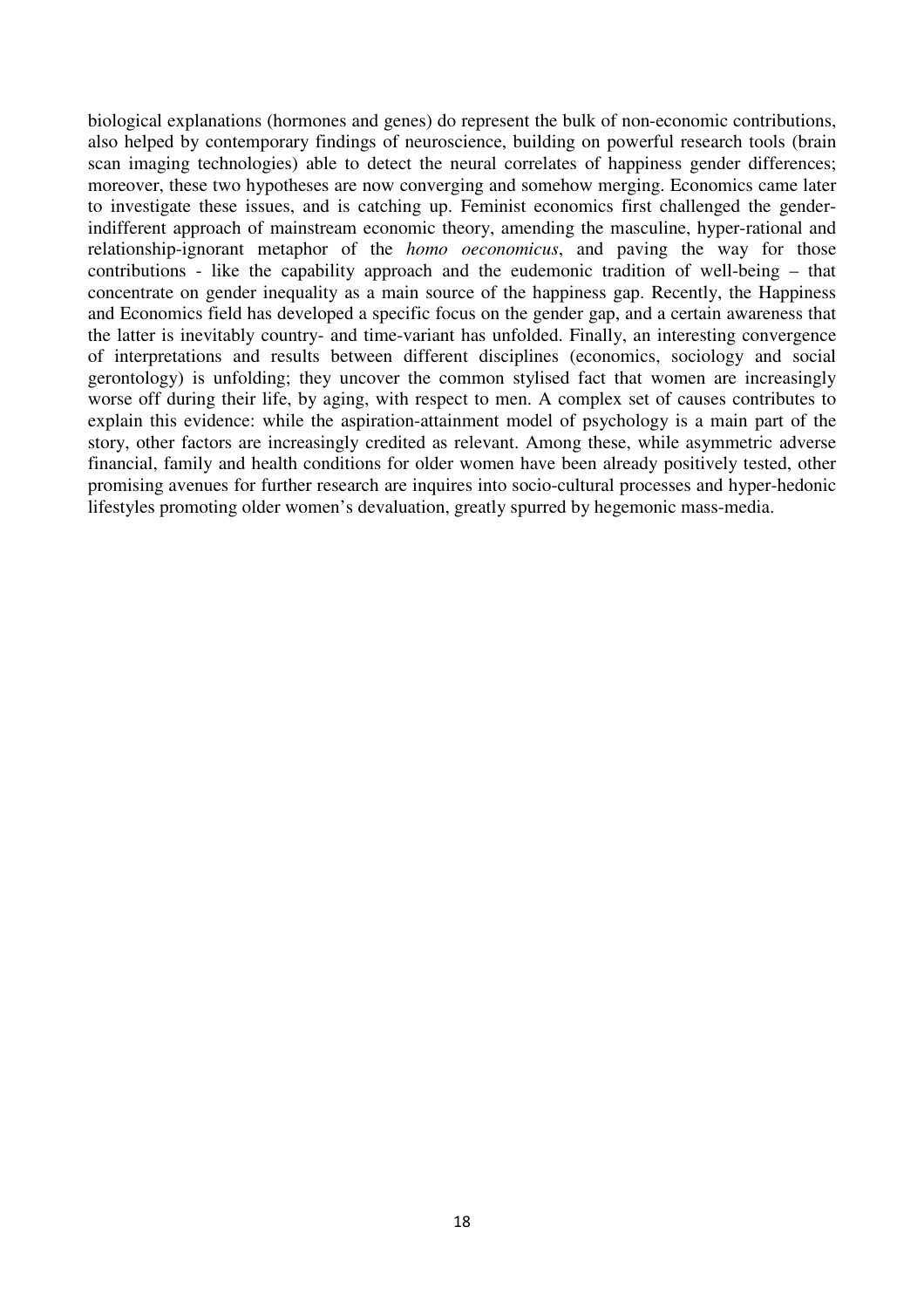biological explanations (hormones and genes) do represent the bulk of non-economic contributions, also helped by contemporary findings of neuroscience, building on powerful research tools (brain scan imaging technologies) able to detect the neural correlates of happiness gender differences; moreover, these two hypotheses are now converging and somehow merging. Economics came later to investigate these issues, and is catching up. Feminist economics first challenged the gender-indifferent approach of mainstream economic theory, amending the masculine, hyper-rational and relationship-ignorant metaphor of the *homo oeconomicus*, and paving the way for those contributions - like the capability approach and the eudemonic tradition of well-being – that concentrate on gender inequality as a main source of the happiness gap. Recently, the Happiness and Economics field has developed a specific focus on the gender gap, and a certain awareness that the latter is inevitably country- and time-variant has unfolded. Finally, an interesting convergence of interpretations and results between different disciplines (economics, sociology and social gerontology) is unfolding; they uncover the common stylised fact that women are increasingly worse off during their life, by aging, with respect to men. A complex set of causes contributes to explain this evidence: while the aspiration-attainment model of psychology is a main part of the story, other factors are increasingly credited as relevant. Among these, while asymmetric adverse financial, family and health conditions for older women have been already positively tested, other promising avenues for further research are inquires into socio-cultural processes and hyper-hedonic lifestyles promoting older women's devaluation, greatly spurred by hegemonic mass-media.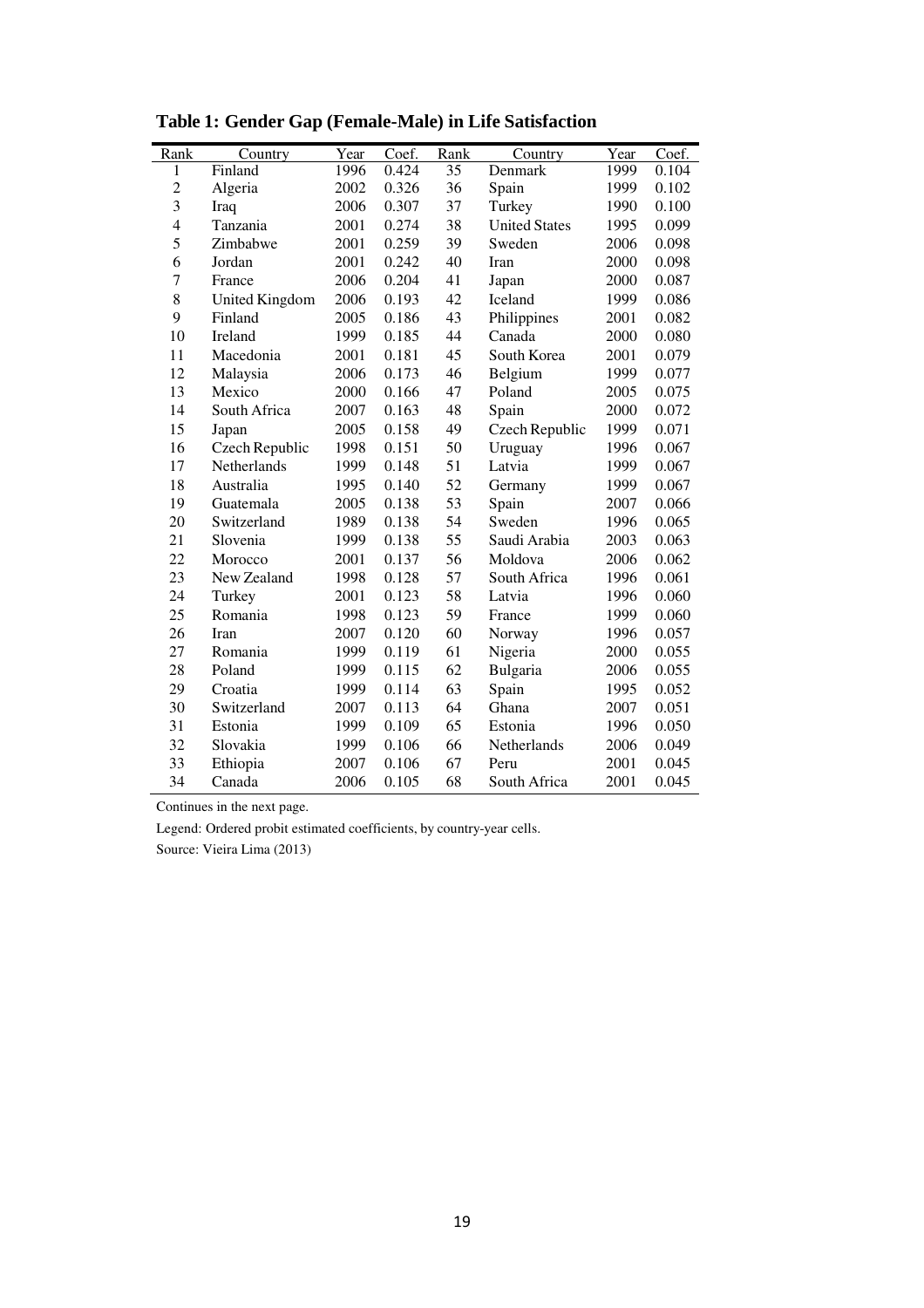**Table 1: Gender Gap (Female-Male) in Life Satisfaction**

| Rank | Country | Year | Coef. | Rank | Country | Year | Coef. |
|---|---|---|---|---|---|---|---|
| 1 | Finland | 1996 | 0.424 | 35 | Denmark | 1999 | 0.104 |
| 2 | Algeria | 2002 | 0.326 | 36 | Spain | 1999 | 0.102 |
| 3 | Iraq | 2006 | 0.307 | 37 | Turkey | 1990 | 0.100 |
| 4 | Tanzania | 2001 | 0.274 | 38 | United States | 1995 | 0.099 |
| 5 | Zimbabwe | 2001 | 0.259 | 39 | Sweden | 2006 | 0.098 |
| 6 | Jordan | 2001 | 0.242 | 40 | Iran | 2000 | 0.098 |
| 7 | France | 2006 | 0.204 | 41 | Japan | 2000 | 0.087 |
| 8 | United Kingdom | 2006 | 0.193 | 42 | Iceland | 1999 | 0.086 |
| 9 | Finland | 2005 | 0.186 | 43 | Philippines | 2001 | 0.082 |
| 10 | Ireland | 1999 | 0.185 | 44 | Canada | 2000 | 0.080 |
| 11 | Macedonia | 2001 | 0.181 | 45 | South Korea | 2001 | 0.079 |
| 12 | Malaysia | 2006 | 0.173 | 46 | Belgium | 1999 | 0.077 |
| 13 | Mexico | 2000 | 0.166 | 47 | Poland | 2005 | 0.075 |
| 14 | South Africa | 2007 | 0.163 | 48 | Spain | 2000 | 0.072 |
| 15 | Japan | 2005 | 0.158 | 49 | Czech Republic | 1999 | 0.071 |
| 16 | Czech Republic | 1998 | 0.151 | 50 | Uruguay | 1996 | 0.067 |
| 17 | Netherlands | 1999 | 0.148 | 51 | Latvia | 1999 | 0.067 |
| 18 | Australia | 1995 | 0.140 | 52 | Germany | 1999 | 0.067 |
| 19 | Guatemala | 2005 | 0.138 | 53 | Spain | 2007 | 0.066 |
| 20 | Switzerland | 1989 | 0.138 | 54 | Sweden | 1996 | 0.065 |
| 21 | Slovenia | 1999 | 0.138 | 55 | Saudi Arabia | 2003 | 0.063 |
| 22 | Morocco | 2001 | 0.137 | 56 | Moldova | 2006 | 0.062 |
| 23 | New Zealand | 1998 | 0.128 | 57 | South Africa | 1996 | 0.061 |
| 24 | Turkey | 2001 | 0.123 | 58 | Latvia | 1996 | 0.060 |
| 25 | Romania | 1998 | 0.123 | 59 | France | 1999 | 0.060 |
| 26 | Iran | 2007 | 0.120 | 60 | Norway | 1996 | 0.057 |
| 27 | Romania | 1999 | 0.119 | 61 | Nigeria | 2000 | 0.055 |
| 28 | Poland | 1999 | 0.115 | 62 | Bulgaria | 2006 | 0.055 |
| 29 | Croatia | 1999 | 0.114 | 63 | Spain | 1995 | 0.052 |
| 30 | Switzerland | 2007 | 0.113 | 64 | Ghana | 2007 | 0.051 |
| 31 | Estonia | 1999 | 0.109 | 65 | Estonia | 1996 | 0.050 |
| 32 | Slovakia | 1999 | 0.106 | 66 | Netherlands | 2006 | 0.049 |
| 33 | Ethiopia | 2007 | 0.106 | 67 | Peru | 2001 | 0.045 |
| 34 | Canada | 2006 | 0.105 | 68 | South Africa | 2001 | 0.045 |

Continues in the next page.

Legend: Ordered probit estimated coefficients, by country-year cells.

Source: Vieira Lima (2013)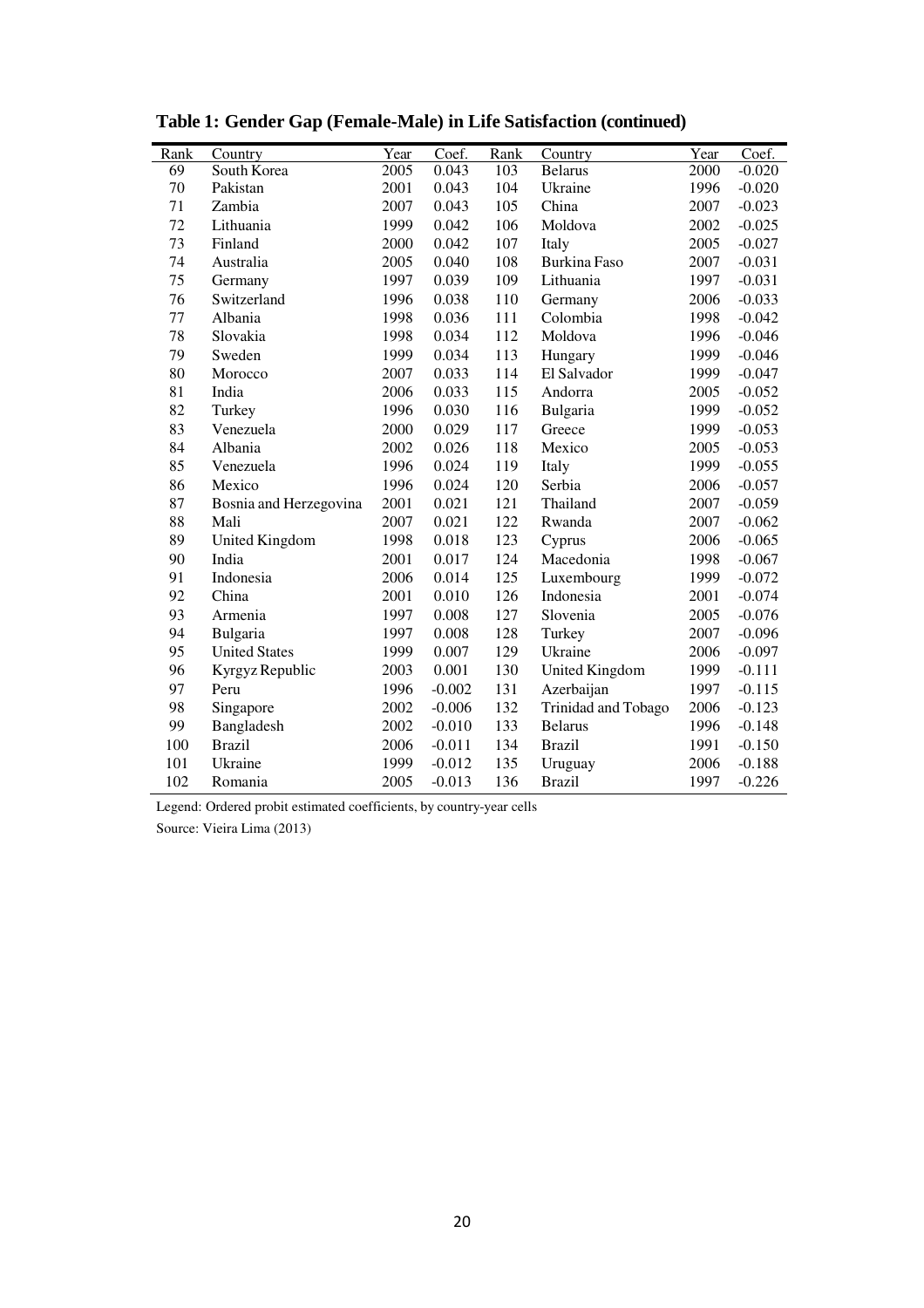**Table 1: Gender Gap (Female-Male) in Life Satisfaction (continued)**

| Rank | Country | Year | Coef. | Rank | Country | Year | Coef. |
|---|---|---|---|---|---|---|---|
| 69 | South Korea | 2005 | 0.043 | 103 | Belarus | 2000 | -0.020 |
| 70 | Pakistan | 2001 | 0.043 | 104 | Ukraine | 1996 | -0.020 |
| 71 | Zambia | 2007 | 0.043 | 105 | China | 2007 | -0.023 |
| 72 | Lithuania | 1999 | 0.042 | 106 | Moldova | 2002 | -0.025 |
| 73 | Finland | 2000 | 0.042 | 107 | Italy | 2005 | -0.027 |
| 74 | Australia | 2005 | 0.040 | 108 | Burkina Faso | 2007 | -0.031 |
| 75 | Germany | 1997 | 0.039 | 109 | Lithuania | 1997 | -0.031 |
| 76 | Switzerland | 1996 | 0.038 | 110 | Germany | 2006 | -0.033 |
| 77 | Albania | 1998 | 0.036 | 111 | Colombia | 1998 | -0.042 |
| 78 | Slovakia | 1998 | 0.034 | 112 | Moldova | 1996 | -0.046 |
| 79 | Sweden | 1999 | 0.034 | 113 | Hungary | 1999 | -0.046 |
| 80 | Morocco | 2007 | 0.033 | 114 | El Salvador | 1999 | -0.047 |
| 81 | India | 2006 | 0.033 | 115 | Andorra | 2005 | -0.052 |
| 82 | Turkey | 1996 | 0.030 | 116 | Bulgaria | 1999 | -0.052 |
| 83 | Venezuela | 2000 | 0.029 | 117 | Greece | 1999 | -0.053 |
| 84 | Albania | 2002 | 0.026 | 118 | Mexico | 2005 | -0.053 |
| 85 | Venezuela | 1996 | 0.024 | 119 | Italy | 1999 | -0.055 |
| 86 | Mexico | 1996 | 0.024 | 120 | Serbia | 2006 | -0.057 |
| 87 | Bosnia and Herzegovina | 2001 | 0.021 | 121 | Thailand | 2007 | -0.059 |
| 88 | Mali | 2007 | 0.021 | 122 | Rwanda | 2007 | -0.062 |
| 89 | United Kingdom | 1998 | 0.018 | 123 | Cyprus | 2006 | -0.065 |
| 90 | India | 2001 | 0.017 | 124 | Macedonia | 1998 | -0.067 |
| 91 | Indonesia | 2006 | 0.014 | 125 | Luxembourg | 1999 | -0.072 |
| 92 | China | 2001 | 0.010 | 126 | Indonesia | 2001 | -0.074 |
| 93 | Armenia | 1997 | 0.008 | 127 | Slovenia | 2005 | -0.076 |
| 94 | Bulgaria | 1997 | 0.008 | 128 | Turkey | 2007 | -0.096 |
| 95 | United States | 1999 | 0.007 | 129 | Ukraine | 2006 | -0.097 |
| 96 | Kyrgyz Republic | 2003 | 0.001 | 130 | United Kingdom | 1999 | -0.111 |
| 97 | Peru | 1996 | -0.002 | 131 | Azerbaijan | 1997 | -0.115 |
| 98 | Singapore | 2002 | -0.006 | 132 | Trinidad and Tobago | 2006 | -0.123 |
| 99 | Bangladesh | 2002 | -0.010 | 133 | Belarus | 1996 | -0.148 |
| 100 | Brazil | 2006 | -0.011 | 134 | Brazil | 1991 | -0.150 |
| 101 | Ukraine | 1999 | -0.012 | 135 | Uruguay | 2006 | -0.188 |
| 102 | Romania | 2005 | -0.013 | 136 | Brazil | 1997 | -0.226 |

Legend: Ordered probit estimated coefficients, by country-year cells

Source: Vieira Lima (2013)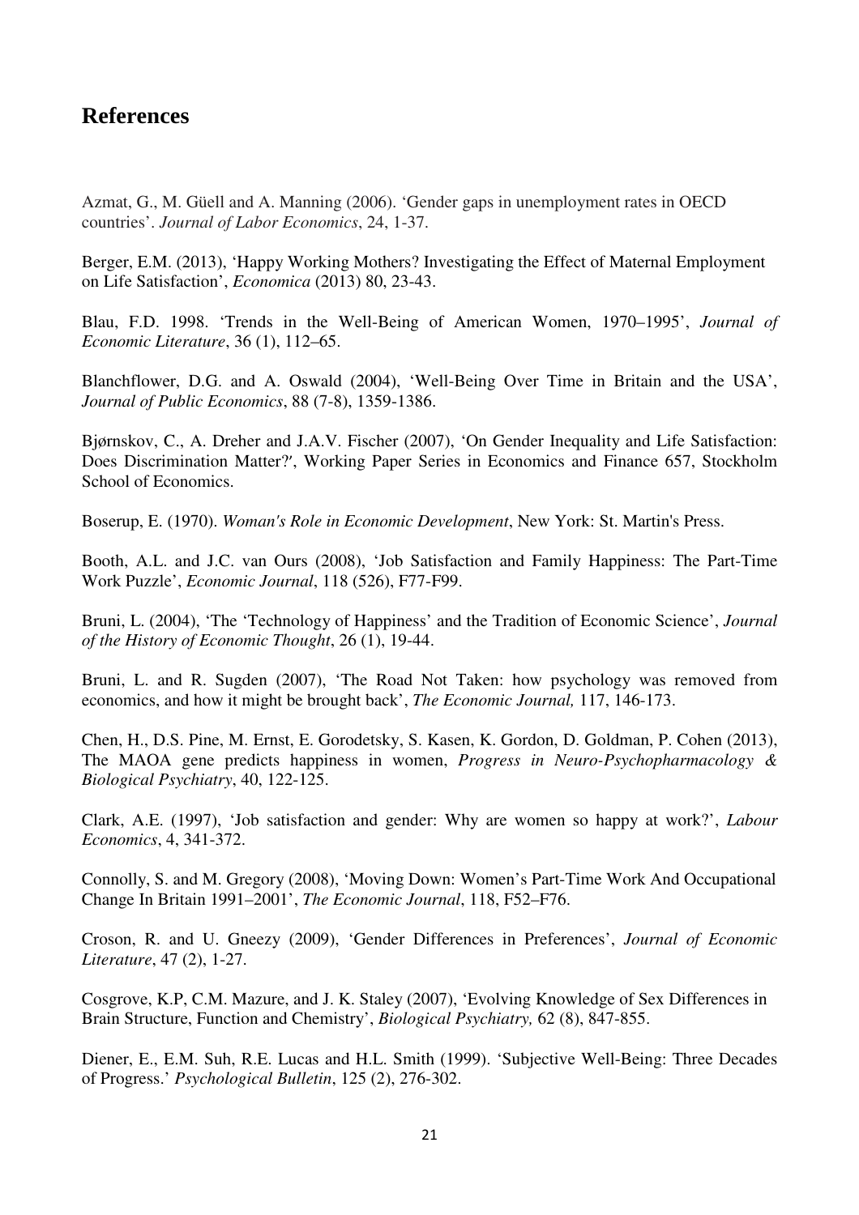## References

Azmat, G., M. Güell and A. Manning (2006). 'Gender gaps in unemployment rates in OECD countries'. *Journal of Labor Economics*, 24, 1-37.

Berger, E.M. (2013), 'Happy Working Mothers? Investigating the Effect of Maternal Employment on Life Satisfaction', *Economica* (2013) 80, 23-43.

Blau, F.D. 1998. 'Trends in the Well-Being of American Women, 1970–1995', *Journal of Economic Literature*, 36 (1), 112–65.

Blanchflower, D.G. and A. Oswald (2004), 'Well-Being Over Time in Britain and the USA', *Journal of Public Economics*, 88 (7-8), 1359-1386.

Bjørnskov, C., A. Dreher and J.A.V. Fischer (2007), 'On Gender Inequality and Life Satisfaction: Does Discrimination Matter?', Working Paper Series in Economics and Finance 657, Stockholm School of Economics.

Boserup, E. (1970). *Woman's Role in Economic Development*, New York: St. Martin's Press.

Booth, A.L. and J.C. van Ours (2008), 'Job Satisfaction and Family Happiness: The Part-Time Work Puzzle', *Economic Journal*, 118 (526), F77-F99.

Bruni, L. (2004), 'The 'Technology of Happiness' and the Tradition of Economic Science', *Journal of the History of Economic Thought*, 26 (1), 19-44.

Bruni, L. and R. Sugden (2007), 'The Road Not Taken: how psychology was removed from economics, and how it might be brought back', *The Economic Journal,* 117, 146-173.

Chen, H., D.S. Pine, M. Ernst, E. Gorodetsky, S. Kasen, K. Gordon, D. Goldman, P. Cohen (2013), The MAOA gene predicts happiness in women, *Progress in Neuro-Psychopharmacology & Biological Psychiatry*, 40, 122-125.

Clark, A.E. (1997), 'Job satisfaction and gender: Why are women so happy at work?', *Labour Economics*, 4, 341-372.

Connolly, S. and M. Gregory (2008), 'Moving Down: Women's Part-Time Work And Occupational Change In Britain 1991–2001', *The Economic Journal*, 118, F52–F76.

Croson, R. and U. Gneezy (2009), 'Gender Differences in Preferences', *Journal of Economic Literature*, 47 (2), 1-27.

Cosgrove, K.P, C.M. Mazure, and J. K. Staley (2007), 'Evolving Knowledge of Sex Differences in Brain Structure, Function and Chemistry', *Biological Psychiatry,* 62 (8), 847-855.

Diener, E., E.M. Suh, R.E. Lucas and H.L. Smith (1999). 'Subjective Well-Being: Three Decades of Progress.' *Psychological Bulletin*, 125 (2), 276-302.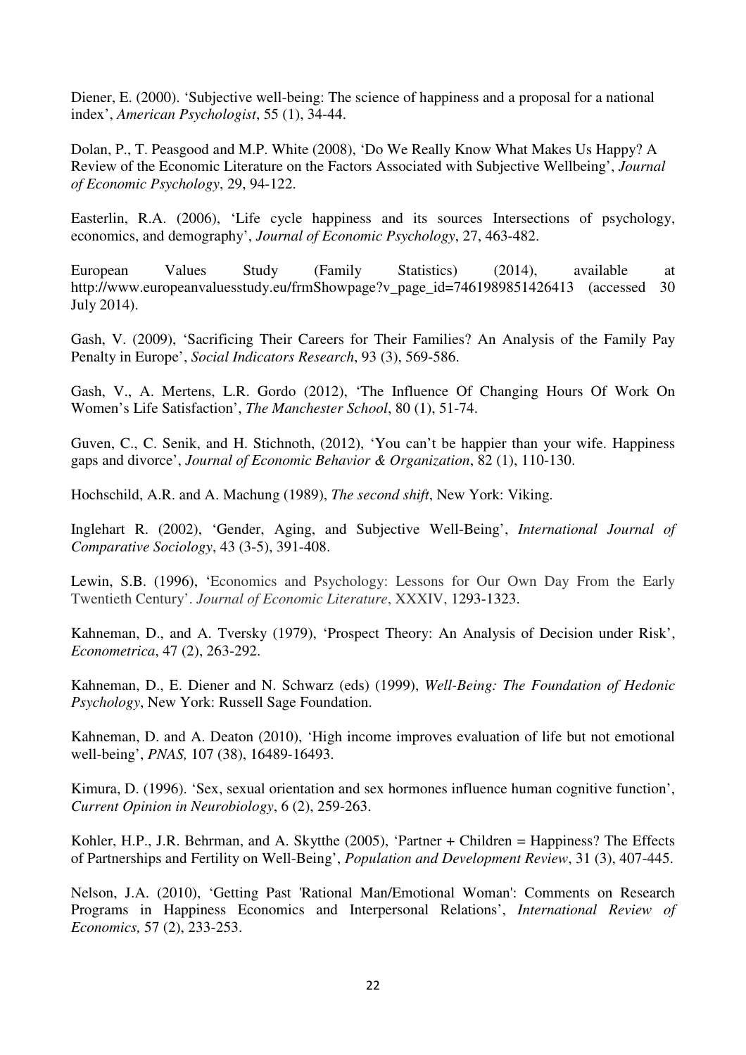Diener, E. (2000). 'Subjective well-being: The science of happiness and a proposal for a national index', *American Psychologist*, 55 (1), 34-44.

Dolan, P., T. Peasgood and M.P. White (2008), 'Do We Really Know What Makes Us Happy? A Review of the Economic Literature on the Factors Associated with Subjective Wellbeing', *Journal of Economic Psychology*, 29, 94-122.

Easterlin, R.A. (2006), 'Life cycle happiness and its sources Intersections of psychology, economics, and demography', *Journal of Economic Psychology*, 27, 463-482.

European Values Study (Family Statistics) (2014), available at http://www.europeanvaluesstudy.eu/frmShowpage?v_page_id=7461989851426413 (accessed 30 July 2014).

Gash, V. (2009), 'Sacrificing Their Careers for Their Families? An Analysis of the Family Pay Penalty in Europe', *Social Indicators Research*, 93 (3), 569-586.

Gash, V., A. Mertens, L.R. Gordo (2012), 'The Influence Of Changing Hours Of Work On Women's Life Satisfaction', *The Manchester School*, 80 (1), 51-74.

Guven, C., C. Senik, and H. Stichnoth, (2012), 'You can't be happier than your wife. Happiness gaps and divorce', *Journal of Economic Behavior & Organization*, 82 (1), 110-130.

Hochschild, A.R. and A. Machung (1989), *The second shift*, New York: Viking.

Inglehart R. (2002), 'Gender, Aging, and Subjective Well-Being', *International Journal of Comparative Sociology*, 43 (3-5), 391-408.

Lewin, S.B. (1996), 'Economics and Psychology: Lessons for Our Own Day From the Early Twentieth Century'. *Journal of Economic Literature*, XXXIV, 1293-1323.

Kahneman, D., and A. Tversky (1979), 'Prospect Theory: An Analysis of Decision under Risk', *Econometrica*, 47 (2), 263-292.

Kahneman, D., E. Diener and N. Schwarz (eds) (1999), *Well-Being: The Foundation of Hedonic Psychology*, New York: Russell Sage Foundation.

Kahneman, D. and A. Deaton (2010), 'High income improves evaluation of life but not emotional well-being', *PNAS,* 107 (38), 16489-16493.

Kimura, D. (1996). 'Sex, sexual orientation and sex hormones influence human cognitive function', *Current Opinion in Neurobiology*, 6 (2), 259-263.

Kohler, H.P., J.R. Behrman, and A. Skytthe (2005), 'Partner + Children = Happiness? The Effects of Partnerships and Fertility on Well-Being', *Population and Development Review*, 31 (3), 407-445.

Nelson, J.A. (2010), 'Getting Past 'Rational Man/Emotional Woman': Comments on Research Programs in Happiness Economics and Interpersonal Relations', *International Review of Economics,* 57 (2), 233-253.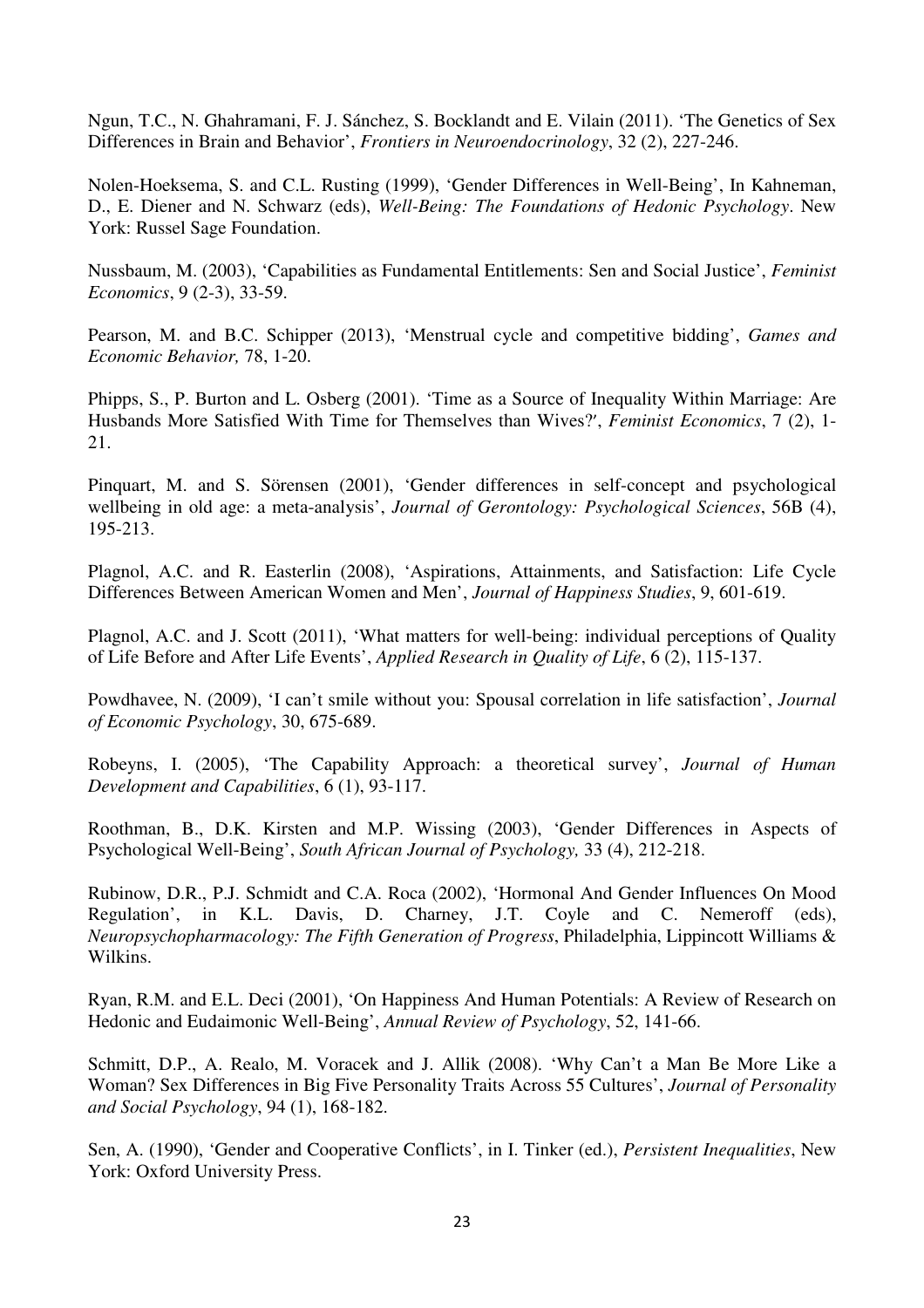Ngun, T.C., N. Ghahramani, F. J. Sánchez, S. Bocklandt and E. Vilain (2011). 'The Genetics of Sex Differences in Brain and Behavior', *Frontiers in Neuroendocrinology*, 32 (2), 227-246.

Nolen-Hoeksema, S. and C.L. Rusting (1999), 'Gender Differences in Well-Being', In Kahneman, D., E. Diener and N. Schwarz (eds), *Well-Being: The Foundations of Hedonic Psychology*. New York: Russel Sage Foundation.

Nussbaum, M. (2003), 'Capabilities as Fundamental Entitlements: Sen and Social Justice', *Feminist Economics*, 9 (2-3), 33-59.

Pearson, M. and B.C. Schipper (2013), 'Menstrual cycle and competitive bidding', *Games and Economic Behavior,* 78, 1-20.

Phipps, S., P. Burton and L. Osberg (2001). 'Time as a Source of Inequality Within Marriage: Are Husbands More Satisfied With Time for Themselves than Wives?', *Feminist Economics*, 7 (2), 1-21.

Pinquart, M. and S. Sörensen (2001), 'Gender differences in self-concept and psychological wellbeing in old age: a meta-analysis', *Journal of Gerontology: Psychological Sciences*, 56B (4), 195-213.

Plagnol, A.C. and R. Easterlin (2008), 'Aspirations, Attainments, and Satisfaction: Life Cycle Differences Between American Women and Men', *Journal of Happiness Studies*, 9, 601-619.

Plagnol, A.C. and J. Scott (2011), 'What matters for well-being: individual perceptions of Quality of Life Before and After Life Events', *Applied Research in Quality of Life*, 6 (2), 115-137.

Powdhavee, N. (2009), 'I can't smile without you: Spousal correlation in life satisfaction', *Journal of Economic Psychology*, 30, 675-689.

Robeyns, I. (2005), 'The Capability Approach: a theoretical survey', *Journal of Human Development and Capabilities*, 6 (1), 93-117.

Roothman, B., D.K. Kirsten and M.P. Wissing (2003), 'Gender Differences in Aspects of Psychological Well-Being', *South African Journal of Psychology,* 33 (4), 212-218.

Rubinow, D.R., P.J. Schmidt and C.A. Roca (2002), 'Hormonal And Gender Influences On Mood Regulation', in K.L. Davis, D. Charney, J.T. Coyle and C. Nemeroff (eds), *Neuropsychopharmacology: The Fifth Generation of Progress*, Philadelphia, Lippincott Williams & Wilkins.

Ryan, R.M. and E.L. Deci (2001), 'On Happiness And Human Potentials: A Review of Research on Hedonic and Eudaimonic Well-Being', *Annual Review of Psychology*, 52, 141-66.

Schmitt, D.P., A. Realo, M. Voracek and J. Allik (2008). 'Why Can't a Man Be More Like a Woman? Sex Differences in Big Five Personality Traits Across 55 Cultures', *Journal of Personality and Social Psychology*, 94 (1), 168-182.

Sen, A. (1990), 'Gender and Cooperative Conflicts', in I. Tinker (ed.), *Persistent Inequalities*, New York: Oxford University Press.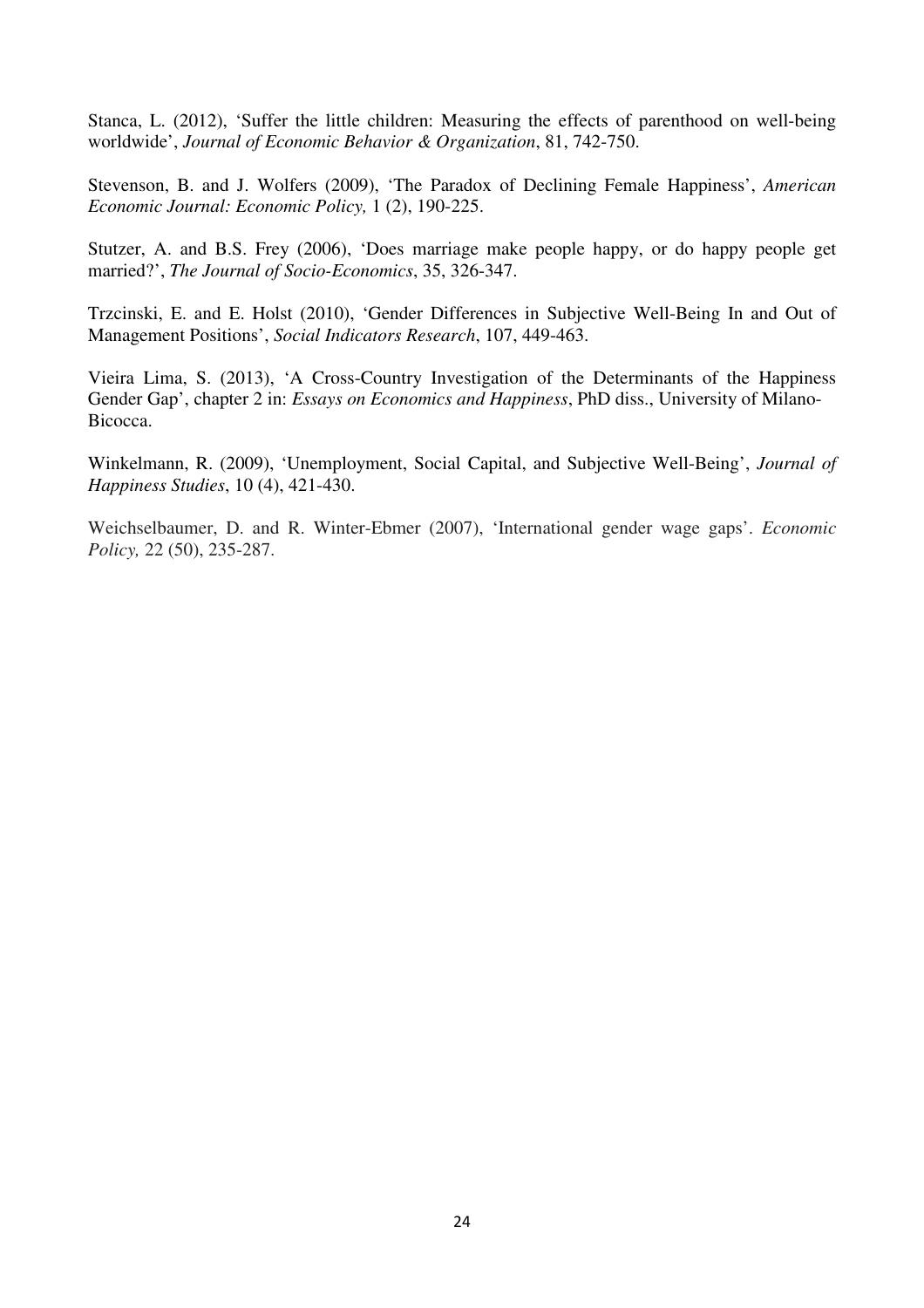Stanca, L. (2012), 'Suffer the little children: Measuring the effects of parenthood on well-being worldwide', *Journal of Economic Behavior & Organization*, 81, 742-750.

Stevenson, B. and J. Wolfers (2009), 'The Paradox of Declining Female Happiness', *American Economic Journal: Economic Policy,* 1 (2), 190-225.

Stutzer, A. and B.S. Frey (2006), 'Does marriage make people happy, or do happy people get married?', *The Journal of Socio-Economics*, 35, 326-347.

Trzcinski, E. and E. Holst (2010), 'Gender Differences in Subjective Well-Being In and Out of Management Positions', *Social Indicators Research*, 107, 449-463.

Vieira Lima, S. (2013), 'A Cross-Country Investigation of the Determinants of the Happiness Gender Gap', chapter 2 in: *Essays on Economics and Happiness*, PhD diss., University of Milano-Bicocca.

Winkelmann, R. (2009), 'Unemployment, Social Capital, and Subjective Well-Being', *Journal of Happiness Studies*, 10 (4), 421-430.

Weichselbaumer, D. and R. Winter-Ebmer (2007), 'International gender wage gaps'. *Economic Policy,* 22 (50), 235-287.